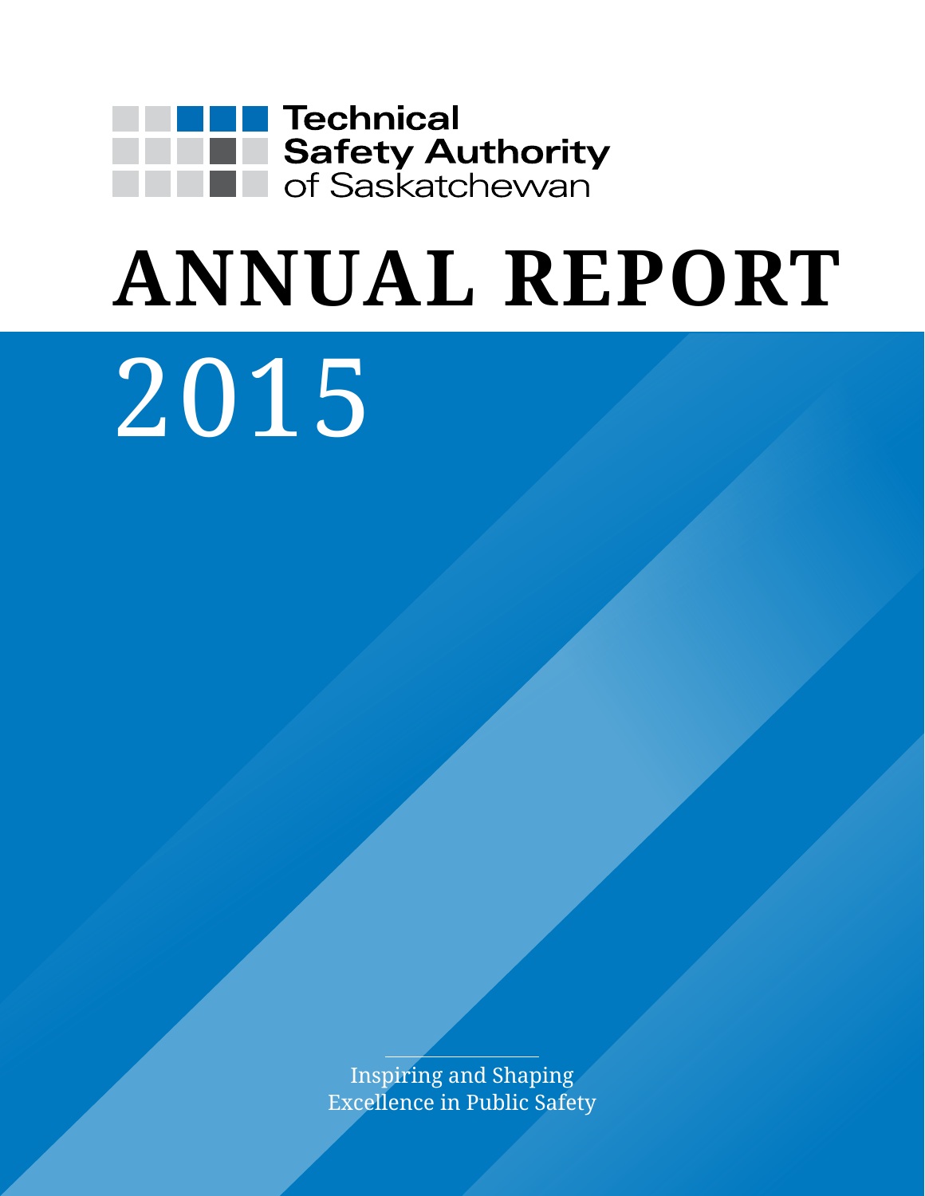Technical
Safety Authority
of Saskatchewan

# ANNUAL REPORT

# 2015

Inspiring and Shaping
Excellence in Public Safety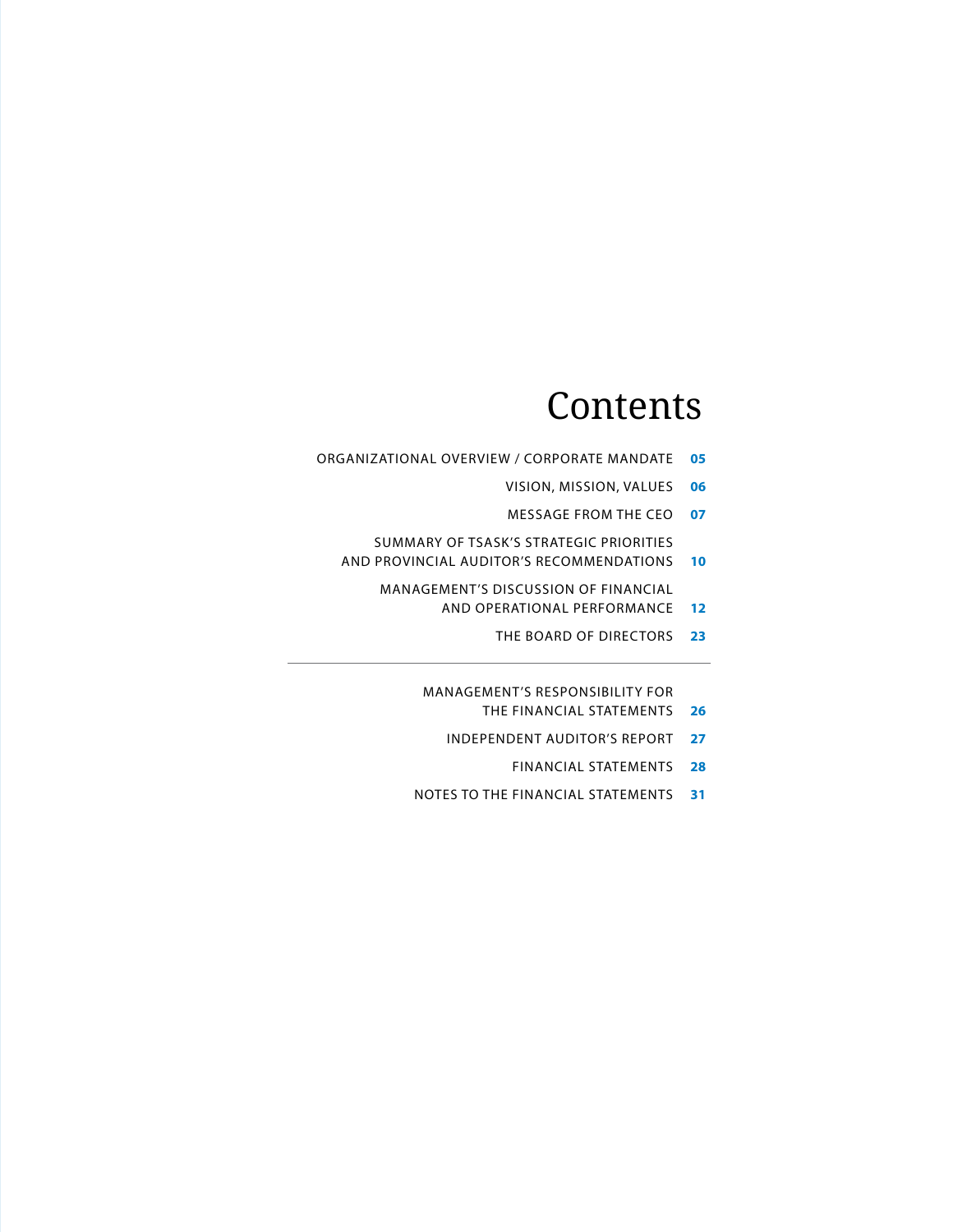# Contents

ORGANIZATIONAL OVERVIEW / CORPORATE MANDATE **05**

VISION, MISSION, VALUES **06**

MESSAGE FROM THE CEO **07**

SUMMARY OF TSASK'S STRATEGIC PRIORITIES AND PROVINCIAL AUDITOR'S RECOMMENDATIONS **10**

MANAGEMENT'S DISCUSSION OF FINANCIAL AND OPERATIONAL PERFORMANCE **12**

THE BOARD OF DIRECTORS **23**

---

MANAGEMENT'S RESPONSIBILITY FOR THE FINANCIAL STATEMENTS **26**

INDEPENDENT AUDITOR'S REPORT **27**

FINANCIAL STATEMENTS **28**

NOTES TO THE FINANCIAL STATEMENTS **31**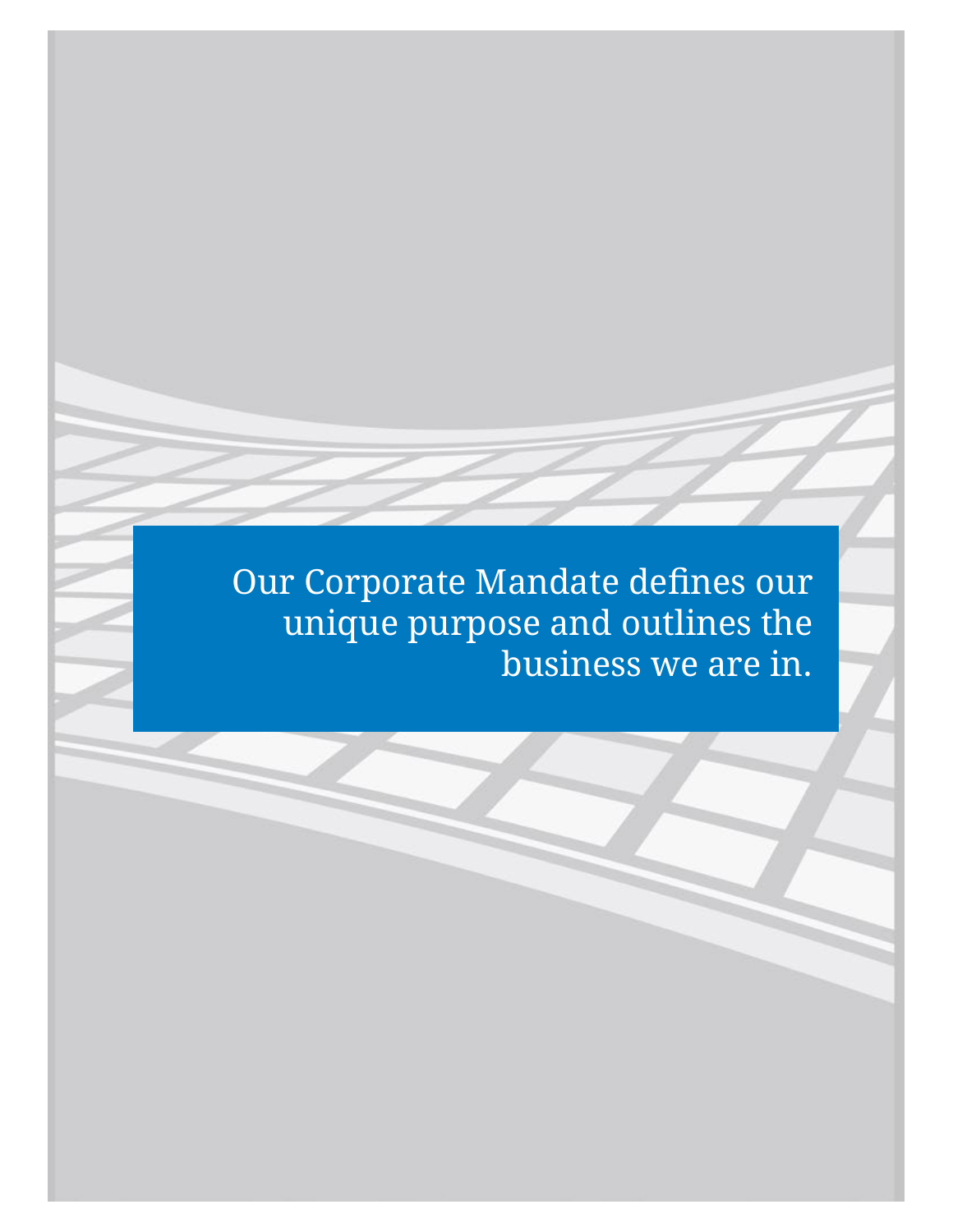Our Corporate Mandate defines our unique purpose and outlines the business we are in.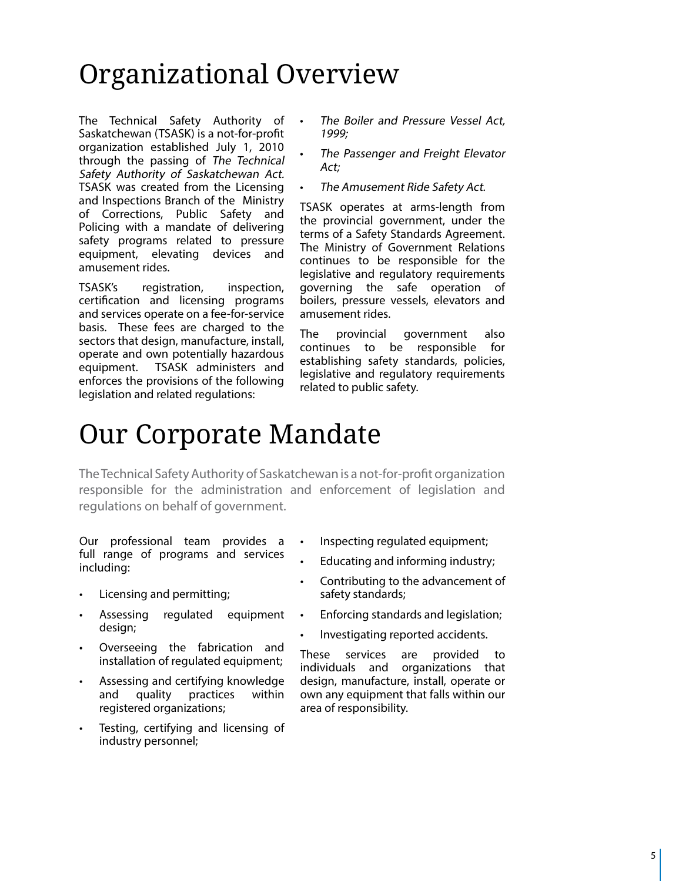# Organizational Overview

The Technical Safety Authority of Saskatchewan (TSASK) is a not-for-profit organization established July 1, 2010 through the passing of *The Technical Safety Authority of Saskatchewan Act*. TSASK was created from the Licensing and Inspections Branch of the Ministry of Corrections, Public Safety and Policing with a mandate of delivering safety programs related to pressure equipment, elevating devices and amusement rides.

TSASK's registration, inspection, certification and licensing programs and services operate on a fee-for-service basis. These fees are charged to the sectors that design, manufacture, install, operate and own potentially hazardous equipment. TSASK administers and enforces the provisions of the following legislation and related regulations:

- *The Boiler and Pressure Vessel Act, 1999;*
- *The Passenger and Freight Elevator Act;*
- *The Amusement Ride Safety Act.*

TSASK operates at arms-length from the provincial government, under the terms of a Safety Standards Agreement. The Ministry of Government Relations continues to be responsible for the legislative and regulatory requirements governing the safe operation of boilers, pressure vessels, elevators and amusement rides.

The provincial government also continues to be responsible for establishing safety standards, policies, legislative and regulatory requirements related to public safety.

# Our Corporate Mandate

The Technical Safety Authority of Saskatchewan is a not-for-profit organization responsible for the administration and enforcement of legislation and regulations on behalf of government.

Our professional team provides a full range of programs and services including:

- Licensing and permitting;
- Assessing regulated equipment design;
- Overseeing the fabrication and installation of regulated equipment;
- Assessing and certifying knowledge and quality practices within registered organizations;
- Testing, certifying and licensing of industry personnel;
- Inspecting regulated equipment;
- Educating and informing industry;
- Contributing to the advancement of safety standards;
- Enforcing standards and legislation;
- Investigating reported accidents.

These services are provided to individuals and organizations that design, manufacture, install, operate or own any equipment that falls within our area of responsibility.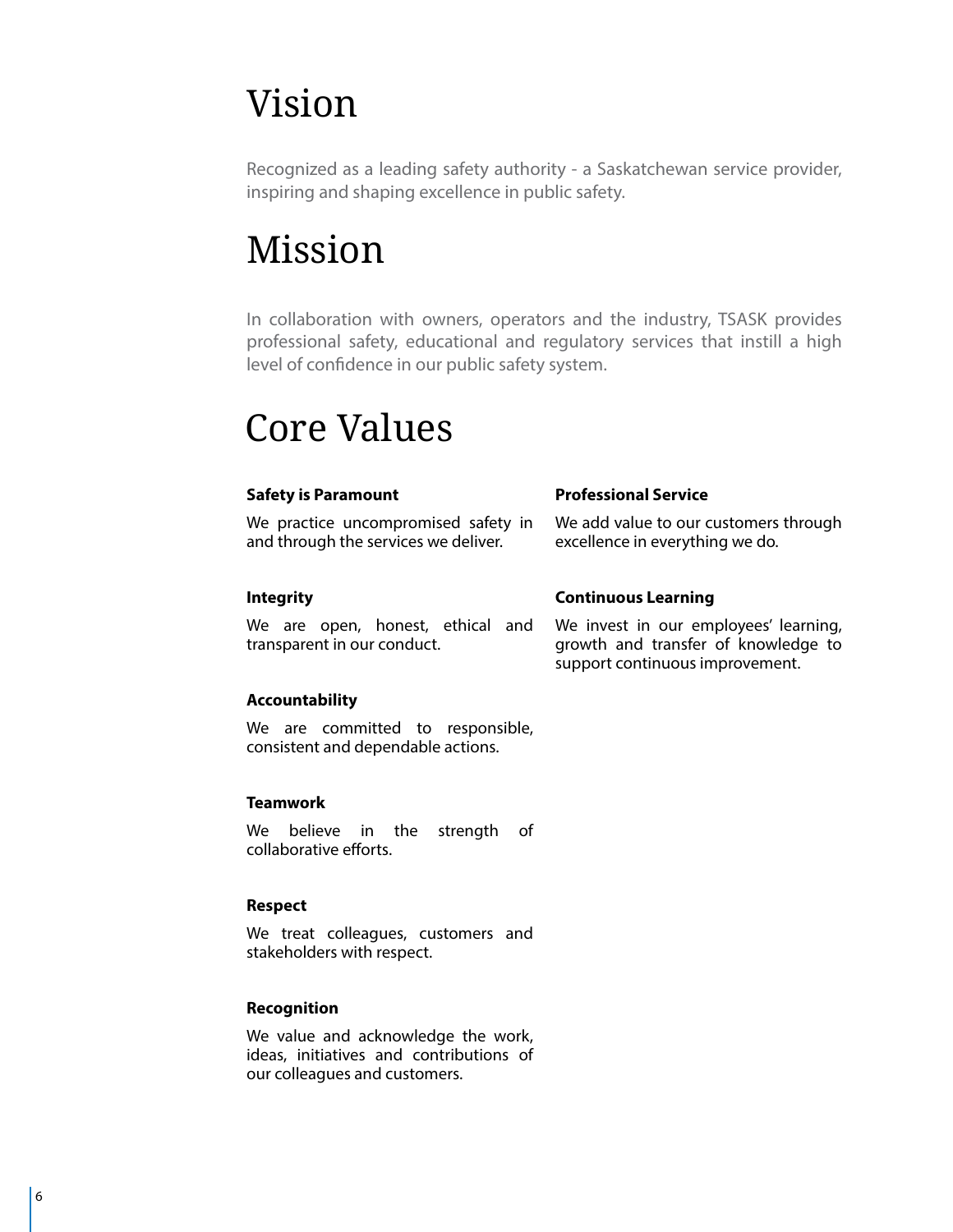# Vision

Recognized as a leading safety authority - a Saskatchewan service provider, inspiring and shaping excellence in public safety.

# Mission

In collaboration with owners, operators and the industry, TSASK provides professional safety, educational and regulatory services that instill a high level of confidence in our public safety system.

# Core Values

**Safety is Paramount**

We practice uncompromised safety in and through the services we deliver.

**Integrity**

We are open, honest, ethical and transparent in our conduct.

**Accountability**

We are committed to responsible, consistent and dependable actions.

**Teamwork**

We believe in the strength of collaborative efforts.

**Respect**

We treat colleagues, customers and stakeholders with respect.

**Recognition**

We value and acknowledge the work, ideas, initiatives and contributions of our colleagues and customers.

**Professional Service**

We add value to our customers through excellence in everything we do.

**Continuous Learning**

We invest in our employees' learning, growth and transfer of knowledge to support continuous improvement.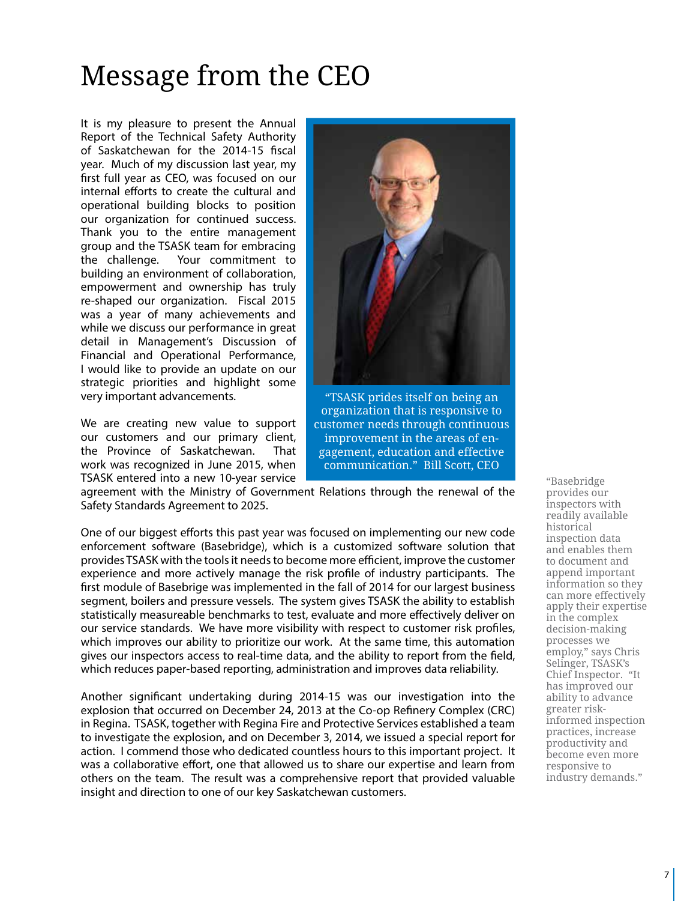# Message from the CEO

It is my pleasure to present the Annual Report of the Technical Safety Authority of Saskatchewan for the 2014-15 fiscal year. Much of my discussion last year, my first full year as CEO, was focused on our internal efforts to create the cultural and operational building blocks to position our organization for continued success. Thank you to the entire management group and the TSASK team for embracing the challenge. Your commitment to building an environment of collaboration, empowerment and ownership has truly re-shaped our organization. Fiscal 2015 was a year of many achievements and while we discuss our performance in great detail in Management's Discussion of Financial and Operational Performance, I would like to provide an update on our strategic priorities and highlight some very important advancements.

"TSASK prides itself on being an organization that is responsive to customer needs through continuous improvement in the areas of engagement, education and effective communication." Bill Scott, CEO

We are creating new value to support our customers and our primary client, the Province of Saskatchewan. That work was recognized in June 2015, when TSASK entered into a new 10-year service agreement with the Ministry of Government Relations through the renewal of the Safety Standards Agreement to 2025.

One of our biggest efforts this past year was focused on implementing our new code enforcement software (Basebridge), which is a customized software solution that provides TSASK with the tools it needs to become more efficient, improve the customer experience and more actively manage the risk profile of industry participants. The first module of Basebrige was implemented in the fall of 2014 for our largest business segment, boilers and pressure vessels. The system gives TSASK the ability to establish statistically measureable benchmarks to test, evaluate and more effectively deliver on our service standards. We have more visibility with respect to customer risk profiles, which improves our ability to prioritize our work. At the same time, this automation gives our inspectors access to real-time data, and the ability to report from the field, which reduces paper-based reporting, administration and improves data reliability.

"Basebridge provides our inspectors with readily available historical inspection data and enables them to document and append important information so they can more effectively apply their expertise in the complex decision-making processes we employ," says Chris Selinger, TSASK's Chief Inspector. "It has improved our ability to advance greater risk-informed inspection practices, increase productivity and become even more responsive to industry demands."

Another significant undertaking during 2014-15 was our investigation into the explosion that occurred on December 24, 2013 at the Co-op Refinery Complex (CRC) in Regina. TSASK, together with Regina Fire and Protective Services established a team to investigate the explosion, and on December 3, 2014, we issued a special report for action. I commend those who dedicated countless hours to this important project. It was a collaborative effort, one that allowed us to share our expertise and learn from others on the team. The result was a comprehensive report that provided valuable insight and direction to one of our key Saskatchewan customers.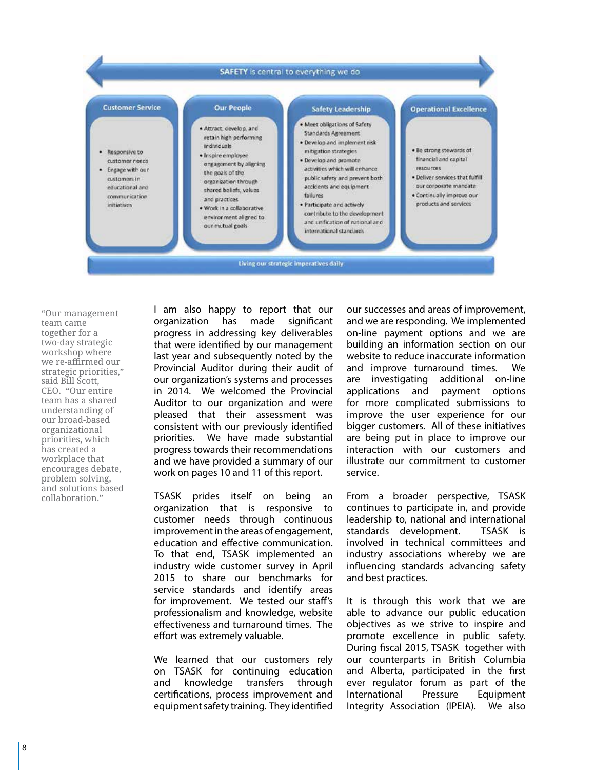**SAFETY** is central to everything we do

| Customer Service | Our People | Safety Leadership | Operational Excellence |
| --- | --- | --- | --- |
| • Responsive to customer needs<br>• Engage with our customers in educational and communication initiatives | • Attract, develop, and retain high performing individuals<br>• Inspire employee engagement by aligning the goals of the organization through shared beliefs, values and practices<br>• Work in a collaborative environment aligned to our mutual goals | • Meet obligations of Safety Standards Agreement<br>• Develop and implement risk mitigation strategies<br>• Develop and promote activities which will enhance public safety and prevent both accidents and equipment failures<br>• Participate and actively contribute to the development and unification of national and international standards | • Be strong stewards of financial and capital resources<br>• Deliver services that fulfill our corporate mandate<br>• Continually improve our products and services |

Living our strategic imperatives daily

> "Our management team came together for a two-day strategic workshop where we re-affirmed our strategic priorities," said Bill Scott, CEO. "Our entire team has a shared understanding of our broad-based organizational priorities, which has created a workplace that encourages debate, problem solving, and solutions based collaboration."

I am also happy to report that our organization has made significant progress in addressing key deliverables that were identified by our management last year and subsequently noted by the Provincial Auditor during their audit of our organization's systems and processes in 2014. We welcomed the Provincial Auditor to our organization and were pleased that their assessment was consistent with our previously identified priorities. We have made substantial progress towards their recommendations and we have provided a summary of our work on pages 10 and 11 of this report.

TSASK prides itself on being an organization that is responsive to customer needs through continuous improvement in the areas of engagement, education and effective communication. To that end, TSASK implemented an industry wide customer survey in April 2015 to share our benchmarks for service standards and identify areas for improvement. We tested our staff's professionalism and knowledge, website effectiveness and turnaround times. The effort was extremely valuable.

We learned that our customers rely on TSASK for continuing education and knowledge transfers through certifications, process improvement and equipment safety training. They identified our successes and areas of improvement, and we are responding. We implemented on-line payment options and we are building an information section on our website to reduce inaccurate information and improve turnaround times. We are investigating additional on-line applications and payment options for more complicated submissions to improve the user experience for our bigger customers. All of these initiatives are being put in place to improve our interaction with our customers and illustrate our commitment to customer service.

From a broader perspective, TSASK continues to participate in, and provide leadership to, national and international standards development. TSASK is involved in technical committees and industry associations whereby we are influencing standards advancing safety and best practices.

It is through this work that we are able to advance our public education objectives as we strive to inspire and promote excellence in public safety. During fiscal 2015, TSASK together with our counterparts in British Columbia and Alberta, participated in the first ever regulator forum as part of the International Pressure Equipment Integrity Association (IPEIA). We also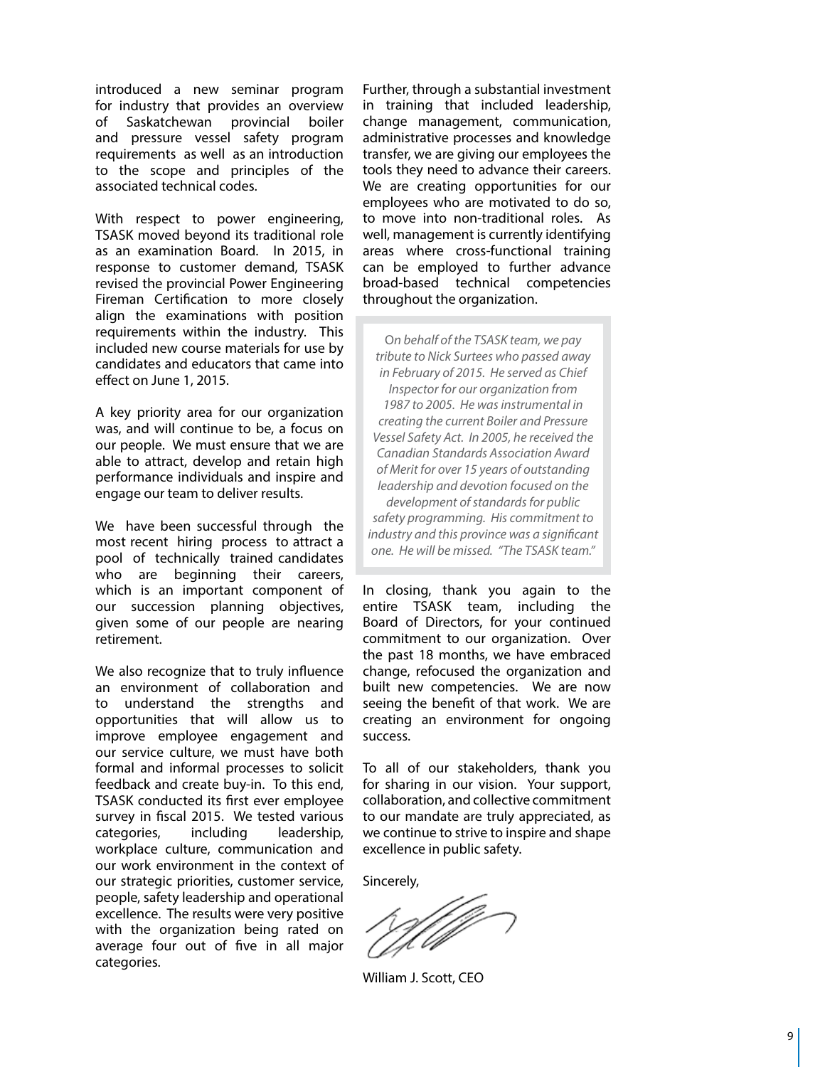introduced a new seminar program for industry that provides an overview of Saskatchewan provincial boiler and pressure vessel safety program requirements as well as an introduction to the scope and principles of the associated technical codes.

With respect to power engineering, TSASK moved beyond its traditional role as an examination Board. In 2015, in response to customer demand, TSASK revised the provincial Power Engineering Fireman Certification to more closely align the examinations with position requirements within the industry. This included new course materials for use by candidates and educators that came into effect on June 1, 2015.

A key priority area for our organization was, and will continue to be, a focus on our people. We must ensure that we are able to attract, develop and retain high performance individuals and inspire and engage our team to deliver results.

We have been successful through the most recent hiring process to attract a pool of technically trained candidates who are beginning their careers, which is an important component of our succession planning objectives, given some of our people are nearing retirement.

We also recognize that to truly influence an environment of collaboration and to understand the strengths and opportunities that will allow us to improve employee engagement and our service culture, we must have both formal and informal processes to solicit feedback and create buy-in. To this end, TSASK conducted its first ever employee survey in fiscal 2015. We tested various categories, including leadership, workplace culture, communication and our work environment in the context of our strategic priorities, customer service, people, safety leadership and operational excellence. The results were very positive with the organization being rated on average four out of five in all major categories.

Further, through a substantial investment in training that included leadership, change management, communication, administrative processes and knowledge transfer, we are giving our employees the tools they need to advance their careers. We are creating opportunities for our employees who are motivated to do so, to move into non-traditional roles. As well, management is currently identifying areas where cross-functional training can be employed to further advance broad-based technical competencies throughout the organization.

*On behalf of the TSASK team, we pay tribute to Nick Surtees who passed away in February of 2015. He served as Chief Inspector for our organization from 1987 to 2005. He was instrumental in creating the current Boiler and Pressure Vessel Safety Act. In 2005, he received the Canadian Standards Association Award of Merit for over 15 years of outstanding leadership and devotion focused on the development of standards for public safety programming. His commitment to industry and this province was a significant one. He will be missed. "The TSASK team."*

In closing, thank you again to the entire TSASK team, including the Board of Directors, for your continued commitment to our organization. Over the past 18 months, we have embraced change, refocused the organization and built new competencies. We are now seeing the benefit of that work. We are creating an environment for ongoing success.

To all of our stakeholders, thank you for sharing in our vision. Your support, collaboration, and collective commitment to our mandate are truly appreciated, as we continue to strive to inspire and shape excellence in public safety.

Sincerely,

William J. Scott, CEO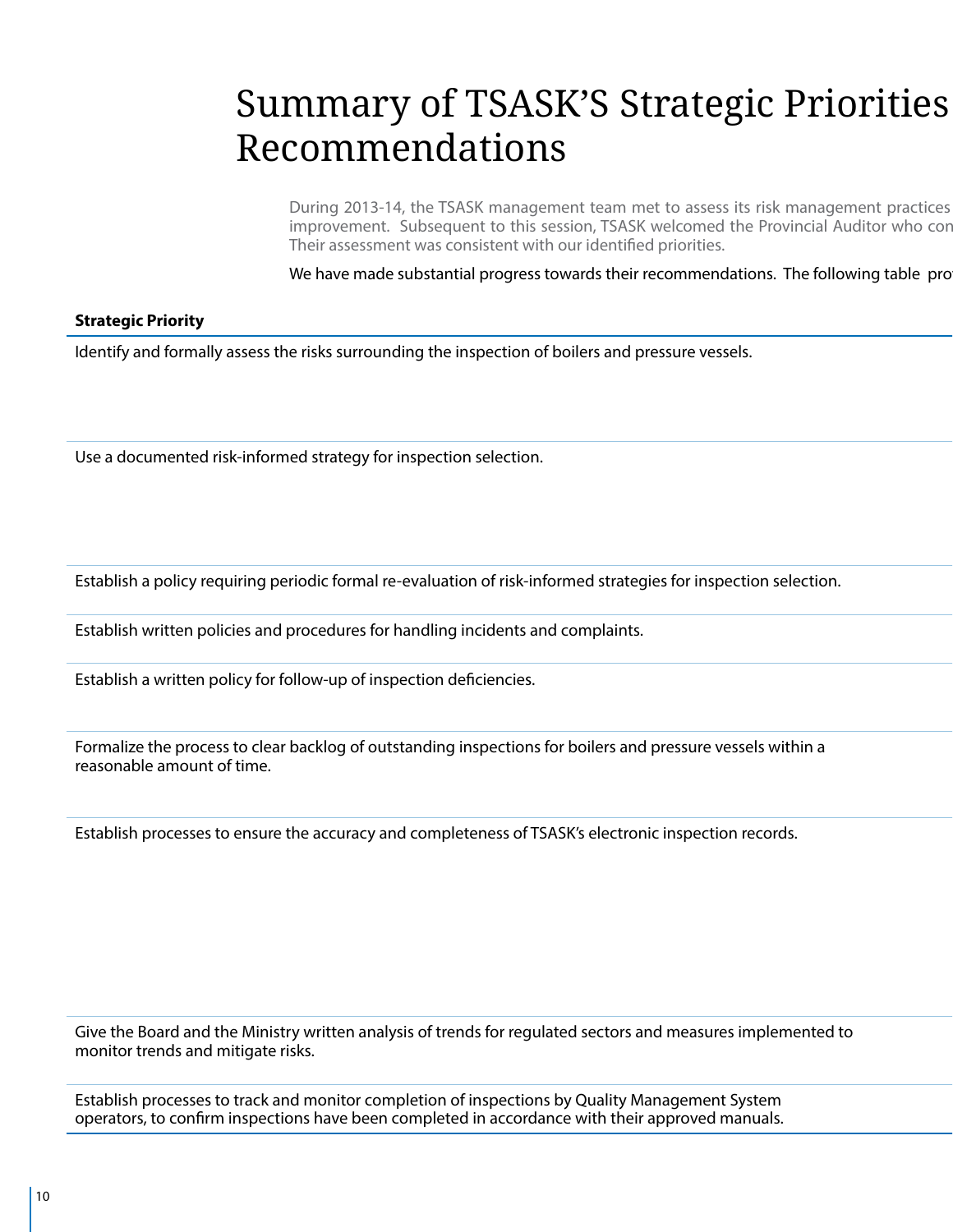# Summary of TSASK'S Strategic Priorities Recommendations

During 2013-14, the TSASK management team met to assess its risk management practices improvement. Subsequent to this session, TSASK welcomed the Provincial Auditor who con Their assessment was consistent with our identified priorities.

We have made substantial progress towards their recommendations. The following table pro

| Strategic Priority |
| --- |
| Identify and formally assess the risks surrounding the inspection of boilers and pressure vessels. |
| Use a documented risk-informed strategy for inspection selection. |
| Establish a policy requiring periodic formal re-evaluation of risk-informed strategies for inspection selection. |
| Establish written policies and procedures for handling incidents and complaints. |
| Establish a written policy for follow-up of inspection deficiencies. |
| Formalize the process to clear backlog of outstanding inspections for boilers and pressure vessels within a reasonable amount of time. |
| Establish processes to ensure the accuracy and completeness of TSASK's electronic inspection records. |
| Give the Board and the Ministry written analysis of trends for regulated sectors and measures implemented to monitor trends and mitigate risks. |
| Establish processes to track and monitor completion of inspections by Quality Management System operators, to confirm inspections have been completed in accordance with their approved manuals. |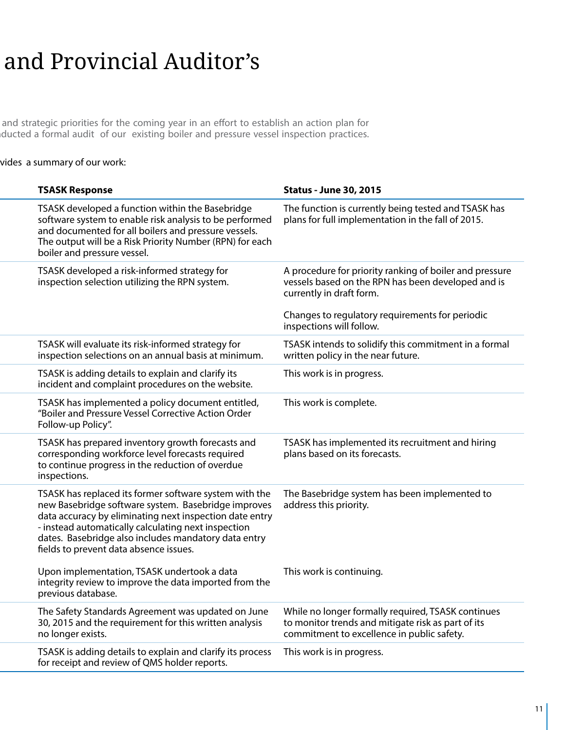# and Provincial Auditor's

and strategic priorities for the coming year in an effort to establish an action plan for
nducted a formal audit of our existing boiler and pressure vessel inspection practices.

vides a summary of our work:

| TSASK Response | Status - June 30, 2015 |
|---|---|
| TSASK developed a function within the Basebridge software system to enable risk analysis to be performed and documented for all boilers and pressure vessels. The output will be a Risk Priority Number (RPN) for each boiler and pressure vessel. | The function is currently being tested and TSASK has plans for full implementation in the fall of 2015. |
| TSASK developed a risk-informed strategy for inspection selection utilizing the RPN system. | A procedure for priority ranking of boiler and pressure vessels based on the RPN has been developed and is currently in draft form.<br><br>Changes to regulatory requirements for periodic inspections will follow. |
| TSASK will evaluate its risk-informed strategy for inspection selections on an annual basis at minimum. | TSASK intends to solidify this commitment in a formal written policy in the near future. |
| TSASK is adding details to explain and clarify its incident and complaint procedures on the website. | This work is in progress. |
| TSASK has implemented a policy document entitled, "Boiler and Pressure Vessel Corrective Action Order Follow-up Policy". | This work is complete. |
| TSASK has prepared inventory growth forecasts and corresponding workforce level forecasts required to continue progress in the reduction of overdue inspections. | TSASK has implemented its recruitment and hiring plans based on its forecasts. |
| TSASK has replaced its former software system with the new Basebridge software system. Basebridge improves data accuracy by eliminating next inspection date entry - instead automatically calculating next inspection dates. Basebridge also includes mandatory data entry fields to prevent data absence issues.<br><br>Upon implementation, TSASK undertook a data integrity review to improve the data imported from the previous database. | The Basebridge system has been implemented to address this priority.<br><br>This work is continuing. |
| The Safety Standards Agreement was updated on June 30, 2015 and the requirement for this written analysis no longer exists. | While no longer formally required, TSASK continues to monitor trends and mitigate risk as part of its commitment to excellence in public safety. |
| TSASK is adding details to explain and clarify its process for receipt and review of QMS holder reports. | This work is in progress. |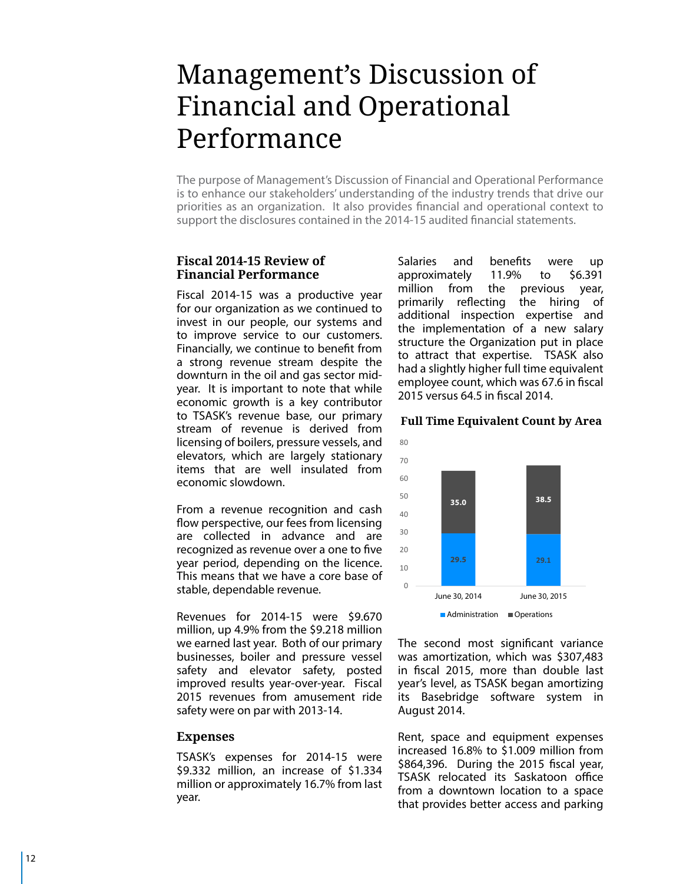# Management's Discussion of Financial and Operational Performance

The purpose of Management's Discussion of Financial and Operational Performance is to enhance our stakeholders' understanding of the industry trends that drive our priorities as an organization. It also provides financial and operational context to support the disclosures contained in the 2014-15 audited financial statements.

## Fiscal 2014-15 Review of Financial Performance

Fiscal 2014-15 was a productive year for our organization as we continued to invest in our people, our systems and to improve service to our customers. Financially, we continue to benefit from a strong revenue stream despite the downturn in the oil and gas sector mid-year. It is important to note that while economic growth is a key contributor to TSASK's revenue base, our primary stream of revenue is derived from licensing of boilers, pressure vessels, and elevators, which are largely stationary items that are well insulated from economic slowdown.

From a revenue recognition and cash flow perspective, our fees from licensing are collected in advance and are recognized as revenue over a one to five year period, depending on the licence. This means that we have a core base of stable, dependable revenue.

Revenues for 2014-15 were $9.670 million, up 4.9% from the $9.218 million we earned last year. Both of our primary businesses, boiler and pressure vessel safety and elevator safety, posted improved results year-over-year. Fiscal 2015 revenues from amusement ride safety were on par with 2013-14.

## Expenses

TSASK's expenses for 2014-15 were $9.332 million, an increase of $1.334 million or approximately 16.7% from last year.

Salaries and benefits were up approximately 11.9% to $6.391 million from the previous year, primarily reflecting the hiring of additional inspection expertise and the implementation of a new salary structure the Organization put in place to attract that expertise. TSASK also had a slightly higher full time equivalent employee count, which was 67.6 in fiscal 2015 versus 64.5 in fiscal 2014.

**Full Time Equivalent Count by Area**

| | June 30, 2014 | June 30, 2015 |
|---|---|---|
| Administration | 29.5 | 29.1 |
| Operations | 35.0 | 38.5 |

The second most significant variance was amortization, which was $307,483 in fiscal 2015, more than double last year's level, as TSASK began amortizing its Basebridge software system in August 2014.

Rent, space and equipment expenses increased 16.8% to $1.009 million from $864,396. During the 2015 fiscal year, TSASK relocated its Saskatoon office from a downtown location to a space that provides better access and parking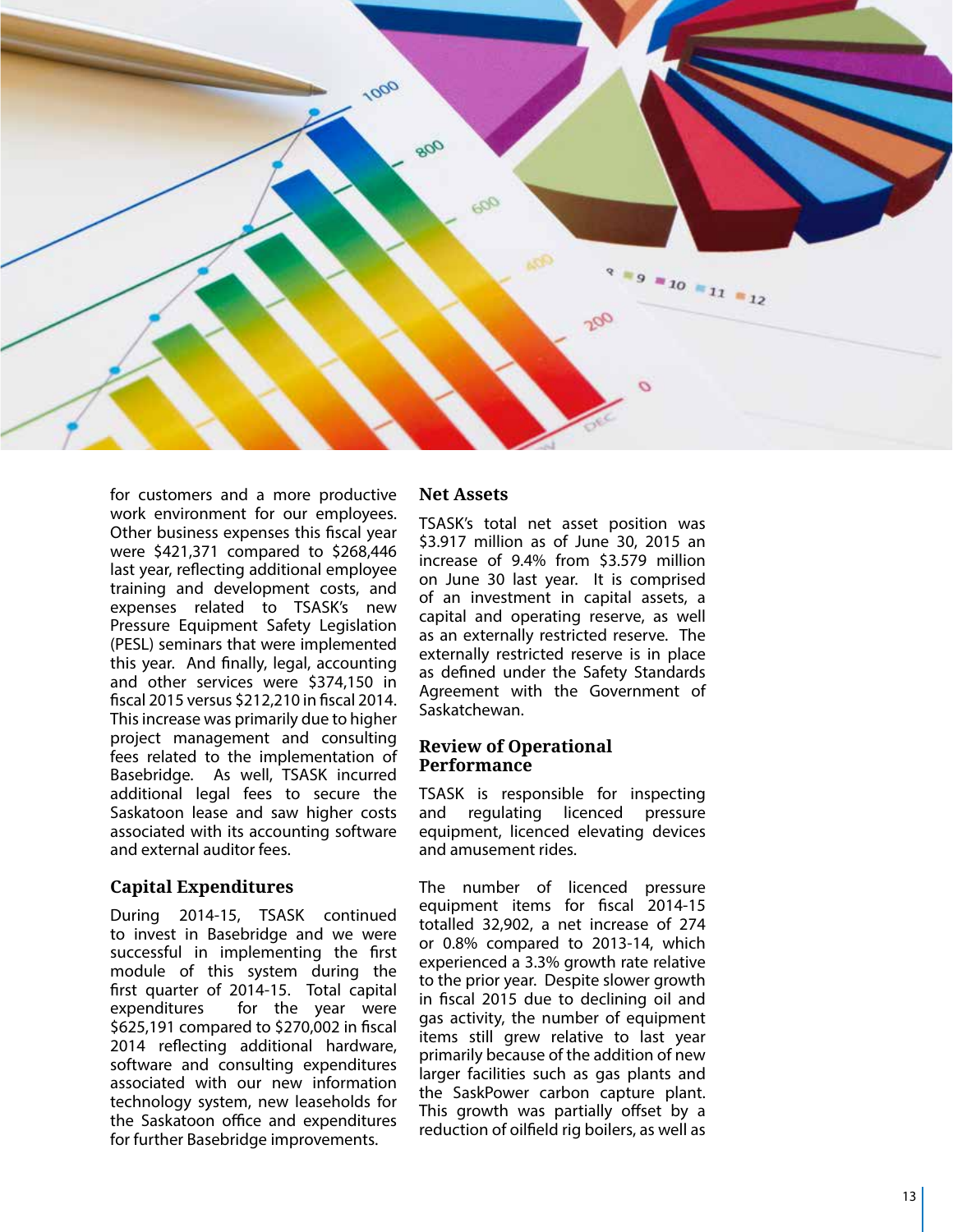for customers and a more productive work environment for our employees. Other business expenses this fiscal year were $421,371 compared to $268,446 last year, reflecting additional employee training and development costs, and expenses related to TSASK's new Pressure Equipment Safety Legislation (PESL) seminars that were implemented this year. And finally, legal, accounting and other services were $374,150 in fiscal 2015 versus $212,210 in fiscal 2014. This increase was primarily due to higher project management and consulting fees related to the implementation of Basebridge. As well, TSASK incurred additional legal fees to secure the Saskatoon lease and saw higher costs associated with its accounting software and external auditor fees.

## Capital Expenditures

During 2014-15, TSASK continued to invest in Basebridge and we were successful in implementing the first module of this system during the first quarter of 2014-15. Total capital expenditures for the year were $625,191 compared to $270,002 in fiscal 2014 reflecting additional hardware, software and consulting expenditures associated with our new information technology system, new leaseholds for the Saskatoon office and expenditures for further Basebridge improvements.

## Net Assets

TSASK's total net asset position was $3.917 million as of June 30, 2015 an increase of 9.4% from $3.579 million on June 30 last year. It is comprised of an investment in capital assets, a capital and operating reserve, as well as an externally restricted reserve. The externally restricted reserve is in place as defined under the Safety Standards Agreement with the Government of Saskatchewan.

## Review of Operational Performance

TSASK is responsible for inspecting and regulating licenced pressure equipment, licenced elevating devices and amusement rides.

The number of licenced pressure equipment items for fiscal 2014-15 totalled 32,902, a net increase of 274 or 0.8% compared to 2013-14, which experienced a 3.3% growth rate relative to the prior year. Despite slower growth in fiscal 2015 due to declining oil and gas activity, the number of equipment items still grew relative to last year primarily because of the addition of new larger facilities such as gas plants and the SaskPower carbon capture plant. This growth was partially offset by a reduction of oilfield rig boilers, as well as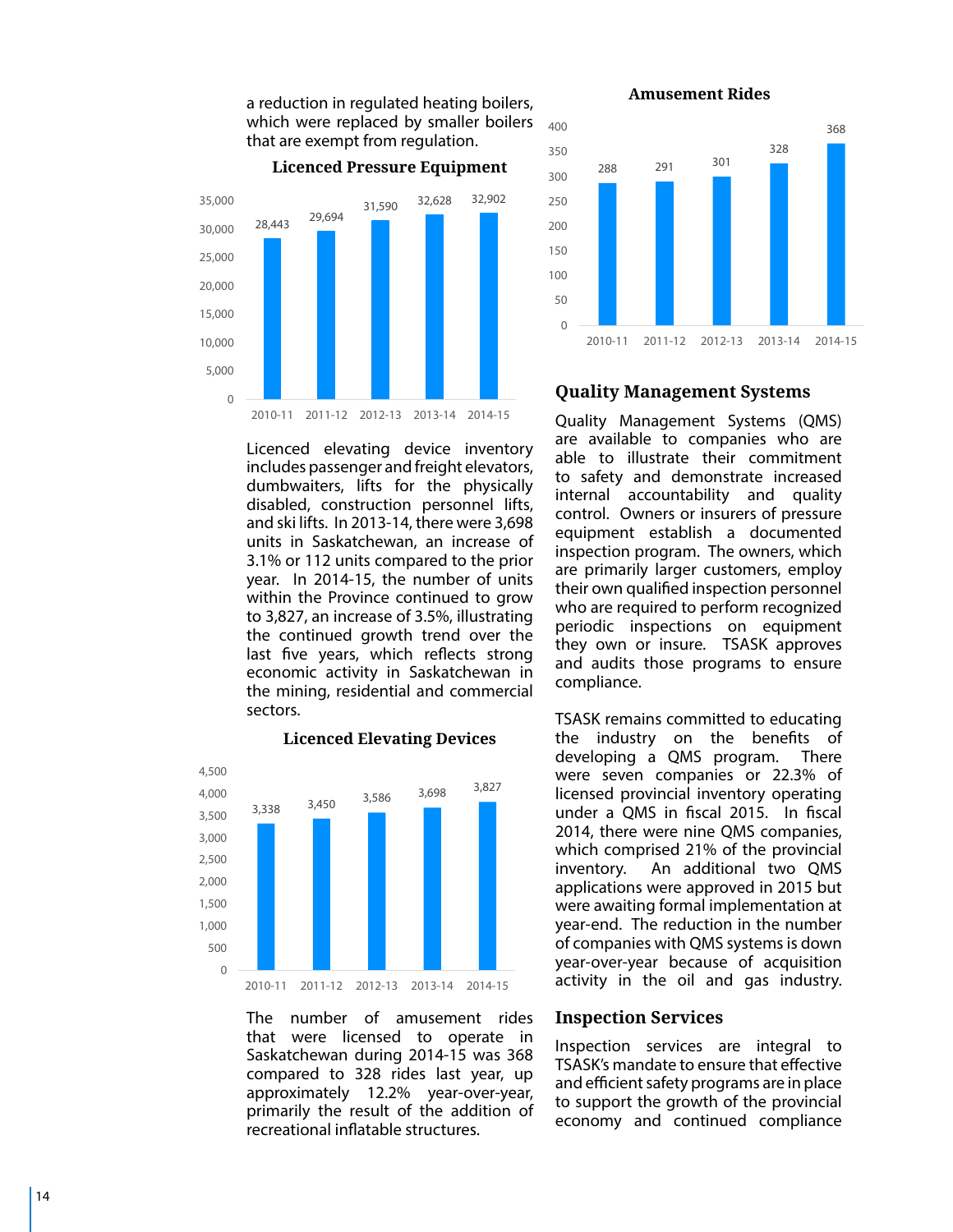a reduction in regulated heating boilers, which were replaced by smaller boilers that are exempt from regulation.

**Licenced Pressure Equipment**

| Year | Units |
|---|---|
| 2010-11 | 28,443 |
| 2011-12 | 29,694 |
| 2012-13 | 31,590 |
| 2013-14 | 32,628 |
| 2014-15 | 32,902 |

Licenced elevating device inventory includes passenger and freight elevators, dumbwaiters, lifts for the physically disabled, construction personnel lifts, and ski lifts. In 2013-14, there were 3,698 units in Saskatchewan, an increase of 3.1% or 112 units compared to the prior year. In 2014-15, the number of units within the Province continued to grow to 3,827, an increase of 3.5%, illustrating the continued growth trend over the last five years, which reflects strong economic activity in Saskatchewan in the mining, residential and commercial sectors.

**Licenced Elevating Devices**

| Year | Units |
|---|---|
| 2010-11 | 3,338 |
| 2011-12 | 3,450 |
| 2012-13 | 3,586 |
| 2013-14 | 3,698 |
| 2014-15 | 3,827 |

The number of amusement rides that were licensed to operate in Saskatchewan during 2014-15 was 368 compared to 328 rides last year, up approximately 12.2% year-over-year, primarily the result of the addition of recreational inflatable structures.

**Amusement Rides**

| Year | Units |
|---|---|
| 2010-11 | 288 |
| 2011-12 | 291 |
| 2012-13 | 301 |
| 2013-14 | 328 |
| 2014-15 | 368 |

## Quality Management Systems

Quality Management Systems (QMS) are available to companies who are able to illustrate their commitment to safety and demonstrate increased internal accountability and quality control. Owners or insurers of pressure equipment establish a documented inspection program. The owners, which are primarily larger customers, employ their own qualified inspection personnel who are required to perform recognized periodic inspections on equipment they own or insure. TSASK approves and audits those programs to ensure compliance.

TSASK remains committed to educating the industry on the benefits of developing a QMS program. There were seven companies or 22.3% of licensed provincial inventory operating under a QMS in fiscal 2015. In fiscal 2014, there were nine QMS companies, which comprised 21% of the provincial inventory. An additional two QMS applications were approved in 2015 but were awaiting formal implementation at year-end. The reduction in the number of companies with QMS systems is down year-over-year because of acquisition activity in the oil and gas industry.

## Inspection Services

Inspection services are integral to TSASK's mandate to ensure that effective and efficient safety programs are in place to support the growth of the provincial economy and continued compliance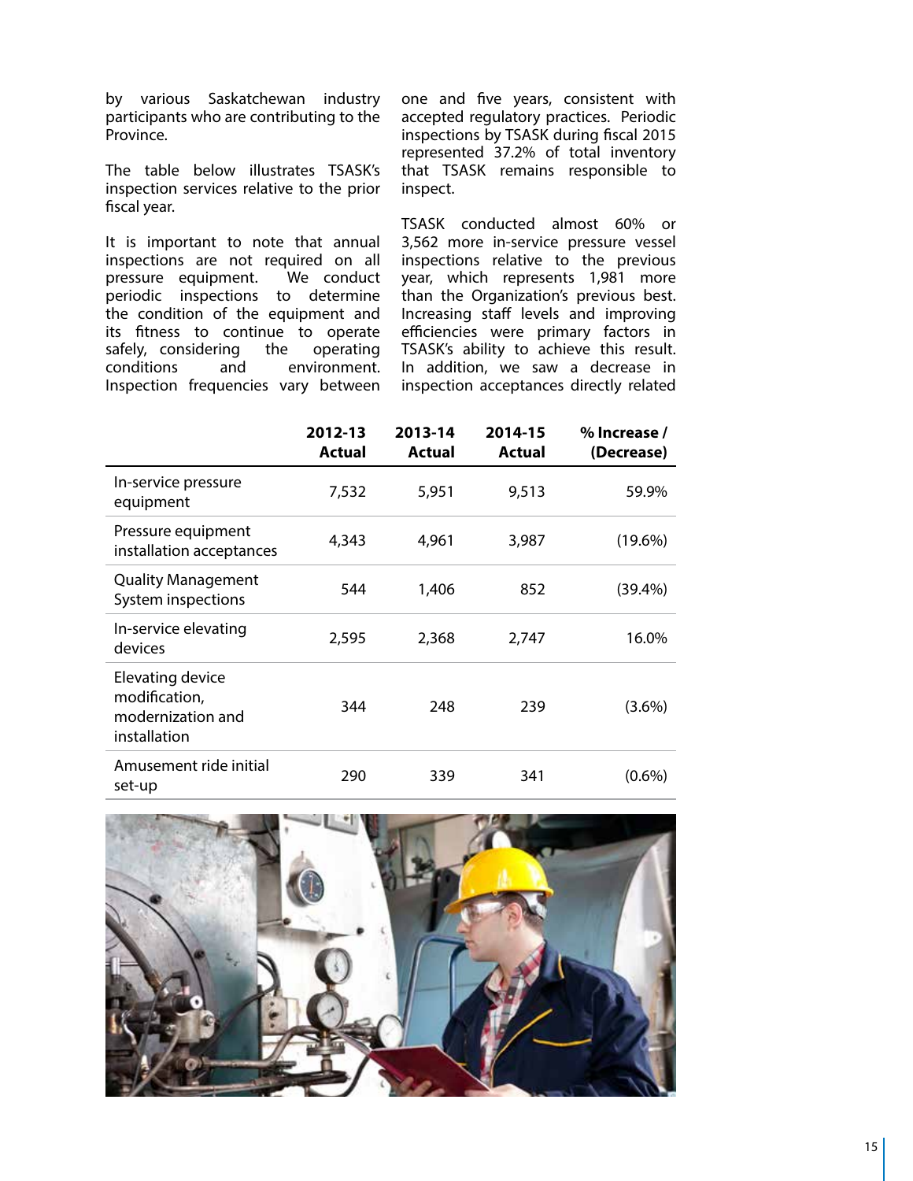by various Saskatchewan industry participants who are contributing to the Province.

The table below illustrates TSASK's inspection services relative to the prior fiscal year.

It is important to note that annual inspections are not required on all pressure equipment. We conduct periodic inspections to determine the condition of the equipment and its fitness to continue to operate safely, considering the operating conditions and environment. Inspection frequencies vary between one and five years, consistent with accepted regulatory practices. Periodic inspections by TSASK during fiscal 2015 represented 37.2% of total inventory that TSASK remains responsible to inspect.

TSASK conducted almost 60% or 3,562 more in-service pressure vessel inspections relative to the previous year, which represents 1,981 more than the Organization's previous best. Increasing staff levels and improving efficiencies were primary factors in TSASK's ability to achieve this result. In addition, we saw a decrease in inspection acceptances directly related

| | 2012-13 Actual | 2013-14 Actual | 2014-15 Actual | % Increase / (Decrease) |
|---|---|---|---|---|
| In-service pressure equipment | 7,532 | 5,951 | 9,513 | 59.9% |
| Pressure equipment installation acceptances | 4,343 | 4,961 | 3,987 | (19.6%) |
| Quality Management System inspections | 544 | 1,406 | 852 | (39.4%) |
| In-service elevating devices | 2,595 | 2,368 | 2,747 | 16.0% |
| Elevating device modification, modernization and installation | 344 | 248 | 239 | (3.6%) |
| Amusement ride initial set-up | 290 | 339 | 341 | (0.6%) |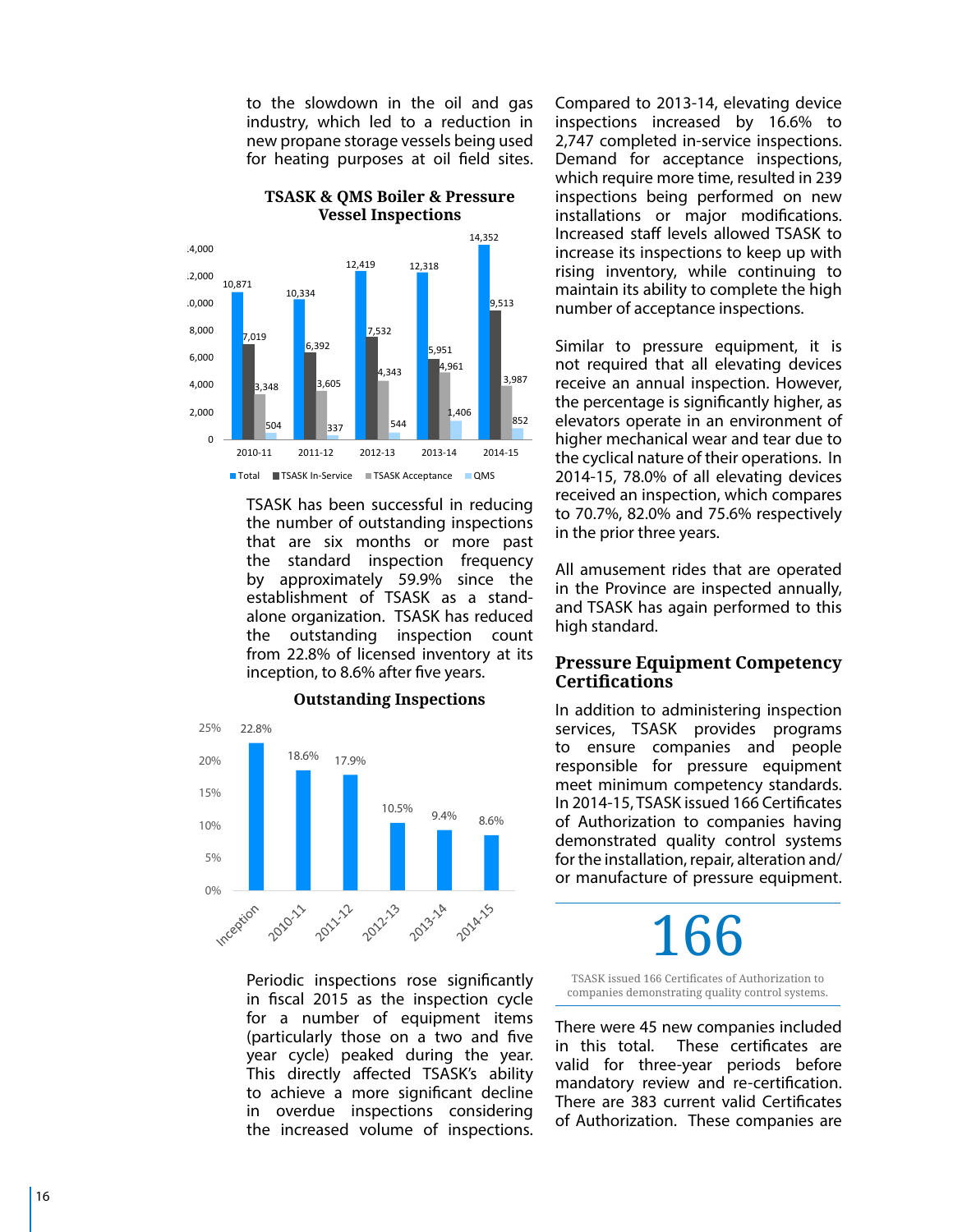to the slowdown in the oil and gas industry, which led to a reduction in new propane storage vessels being used for heating purposes at oil field sites.

**TSASK & QMS Boiler & Pressure Vessel Inspections**

| | 2010-11 | 2011-12 | 2012-13 | 2013-14 | 2014-15 |
|---|---|---|---|---|---|
| Total | 10,871 | 10,334 | 12,419 | 12,318 | 14,352 |
| TSASK In-Service | 7,019 | 6,392 | 7,532 | 5,951 | 9,513 |
| TSASK Acceptance | 3,348 | 3,605 | 4,343 | 4,961 | 3,987 |
| QMS | 504 | 337 | 544 | 1,406 | 852 |

TSASK has been successful in reducing the number of outstanding inspections that are six months or more past the standard inspection frequency by approximately 59.9% since the establishment of TSASK as a stand-alone organization. TSASK has reduced the outstanding inspection count from 22.8% of licensed inventory at its inception, to 8.6% after five years.

**Outstanding Inspections**

| Inception | 2010-11 | 2011-12 | 2012-13 | 2013-14 | 2014-15 |
|---|---|---|---|---|---|
| 22.8% | 18.6% | 17.9% | 10.5% | 9.4% | 8.6% |

Periodic inspections rose significantly in fiscal 2015 as the inspection cycle for a number of equipment items (particularly those on a two and five year cycle) peaked during the year. This directly affected TSASK's ability to achieve a more significant decline in overdue inspections considering the increased volume of inspections.

Compared to 2013-14, elevating device inspections increased by 16.6% to 2,747 completed in-service inspections. Demand for acceptance inspections, which require more time, resulted in 239 inspections being performed on new installations or major modifications. Increased staff levels allowed TSASK to increase its inspections to keep up with rising inventory, while continuing to maintain its ability to complete the high number of acceptance inspections.

Similar to pressure equipment, it is not required that all elevating devices receive an annual inspection. However, the percentage is significantly higher, as elevators operate in an environment of higher mechanical wear and tear due to the cyclical nature of their operations. In 2014-15, 78.0% of all elevating devices received an inspection, which compares to 70.7%, 82.0% and 75.6% respectively in the prior three years.

All amusement rides that are operated in the Province are inspected annually, and TSASK has again performed to this high standard.

## Pressure Equipment Competency Certifications

In addition to administering inspection services, TSASK provides programs to ensure companies and people responsible for pressure equipment meet minimum competency standards. In 2014-15, TSASK issued 166 Certificates of Authorization to companies having demonstrated quality control systems for the installation, repair, alteration and/or manufacture of pressure equipment.

**166**

TSASK issued 166 Certificates of Authorization to companies demonstrating quality control systems.

There were 45 new companies included in this total. These certificates are valid for three-year periods before mandatory review and re-certification. There are 383 current valid Certificates of Authorization. These companies are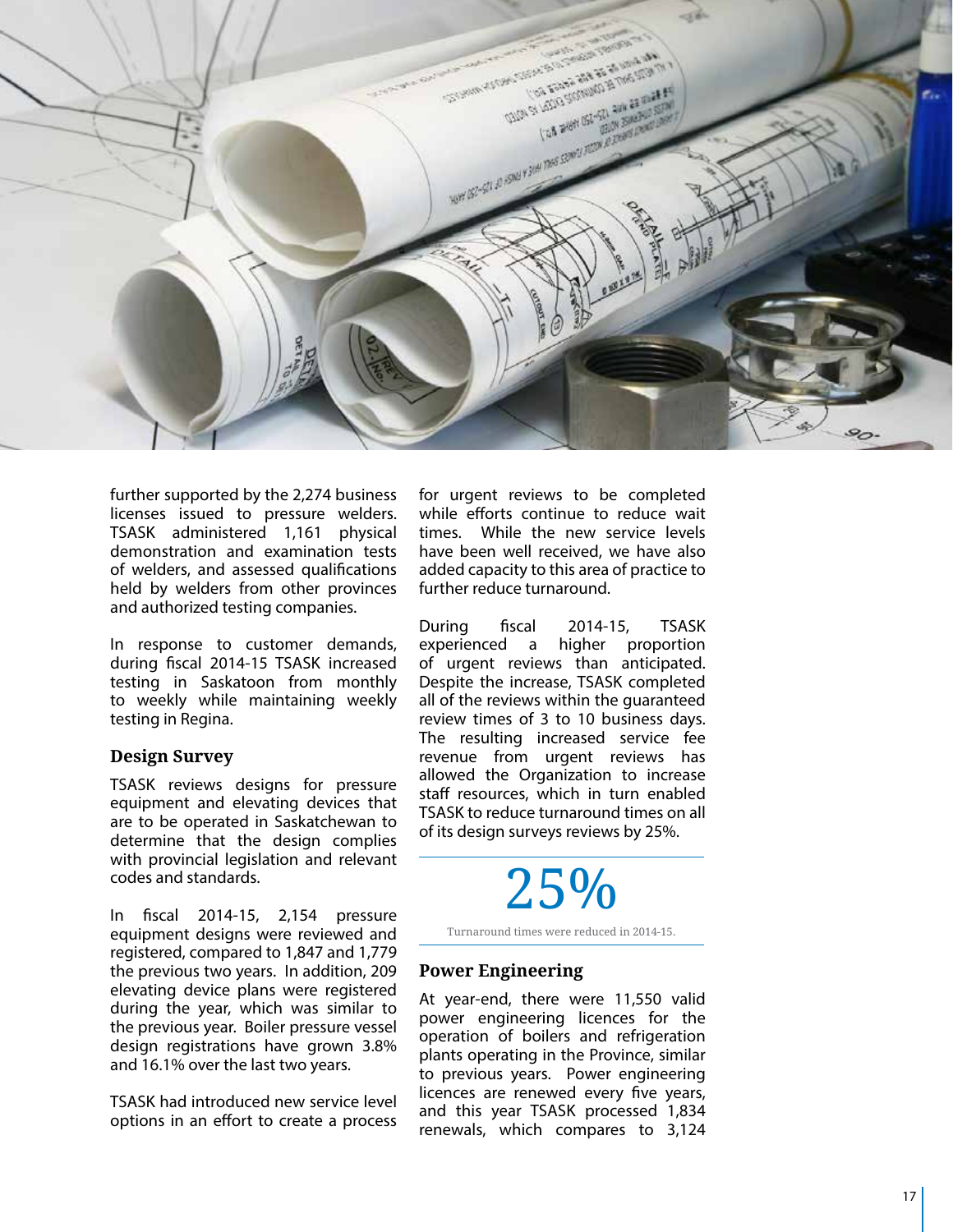further supported by the 2,274 business licenses issued to pressure welders. TSASK administered 1,161 physical demonstration and examination tests of welders, and assessed qualifications held by welders from other provinces and authorized testing companies.

In response to customer demands, during fiscal 2014-15 TSASK increased testing in Saskatoon from monthly to weekly while maintaining weekly testing in Regina.

### Design Survey

TSASK reviews designs for pressure equipment and elevating devices that are to be operated in Saskatchewan to determine that the design complies with provincial legislation and relevant codes and standards.

In fiscal 2014-15, 2,154 pressure equipment designs were reviewed and registered, compared to 1,847 and 1,779 the previous two years. In addition, 209 elevating device plans were registered during the year, which was similar to the previous year. Boiler pressure vessel design registrations have grown 3.8% and 16.1% over the last two years.

TSASK had introduced new service level options in an effort to create a process for urgent reviews to be completed while efforts continue to reduce wait times. While the new service levels have been well received, we have also added capacity to this area of practice to further reduce turnaround.

During fiscal 2014-15, TSASK experienced a higher proportion of urgent reviews than anticipated. Despite the increase, TSASK completed all of the reviews within the guaranteed review times of 3 to 10 business days. The resulting increased service fee revenue from urgent reviews has allowed the Organization to increase staff resources, which in turn enabled TSASK to reduce turnaround times on all of its design surveys reviews by 25%.

**25%**

Turnaround times were reduced in 2014-15.

### Power Engineering

At year-end, there were 11,550 valid power engineering licences for the operation of boilers and refrigeration plants operating in the Province, similar to previous years. Power engineering licences are renewed every five years, and this year TSASK processed 1,834 renewals, which compares to 3,124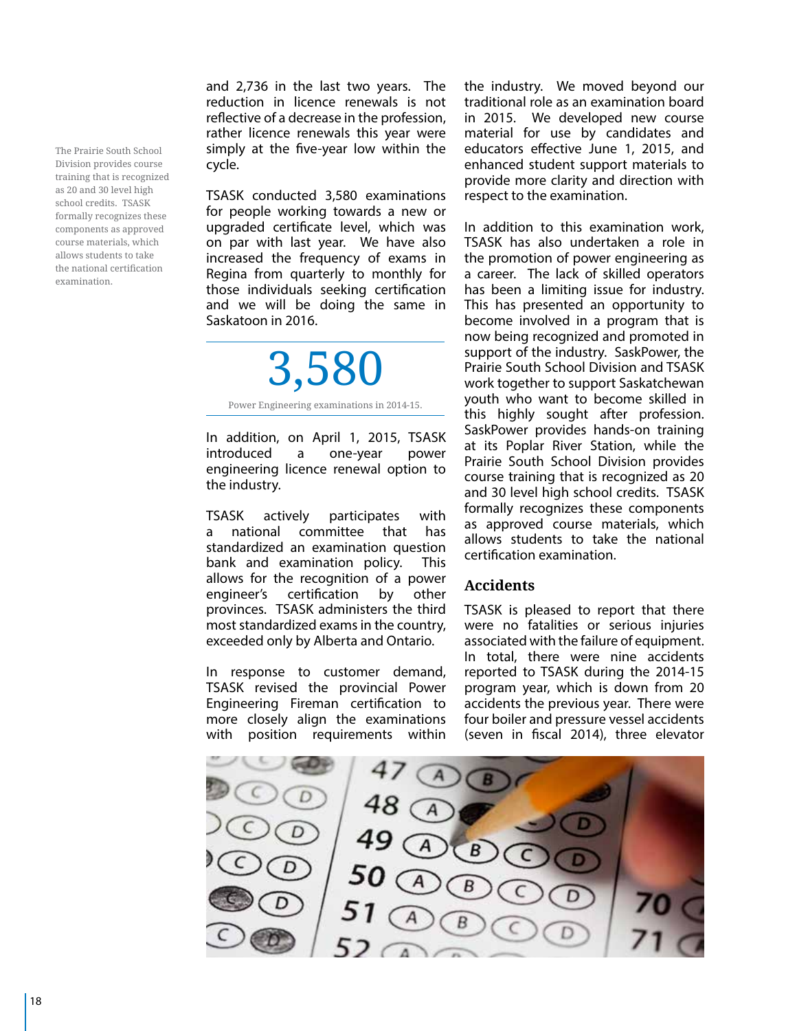The Prairie South School Division provides course training that is recognized as 20 and 30 level high school credits. TSASK formally recognizes these components as approved course materials, which allows students to take the national certification examination.

and 2,736 in the last two years. The reduction in licence renewals is not reflective of a decrease in the profession, rather licence renewals this year were simply at the five-year low within the cycle.

TSASK conducted 3,580 examinations for people working towards a new or upgraded certificate level, which was on par with last year. We have also increased the frequency of exams in Regina from quarterly to monthly for those individuals seeking certification and we will be doing the same in Saskatoon in 2016.

**3,580**

Power Engineering examinations in 2014-15.

In addition, on April 1, 2015, TSASK introduced a one-year power engineering licence renewal option to the industry.

TSASK actively participates with a national committee that has standardized an examination question bank and examination policy. This allows for the recognition of a power engineer's certification by other provinces. TSASK administers the third most standardized exams in the country, exceeded only by Alberta and Ontario.

In response to customer demand, TSASK revised the provincial Power Engineering Fireman certification to more closely align the examinations with position requirements within the industry. We moved beyond our traditional role as an examination board in 2015. We developed new course material for use by candidates and educators effective June 1, 2015, and enhanced student support materials to provide more clarity and direction with respect to the examination.

In addition to this examination work, TSASK has also undertaken a role in the promotion of power engineering as a career. The lack of skilled operators has been a limiting issue for industry. This has presented an opportunity to become involved in a program that is now being recognized and promoted in support of the industry. SaskPower, the Prairie South School Division and TSASK work together to support Saskatchewan youth who want to become skilled in this highly sought after profession. SaskPower provides hands-on training at its Poplar River Station, while the Prairie South School Division provides course training that is recognized as 20 and 30 level high school credits. TSASK formally recognizes these components as approved course materials, which allows students to take the national certification examination.

## Accidents

TSASK is pleased to report that there were no fatalities or serious injuries associated with the failure of equipment. In total, there were nine accidents reported to TSASK during the 2014-15 program year, which is down from 20 accidents the previous year. There were four boiler and pressure vessel accidents (seven in fiscal 2014), three elevator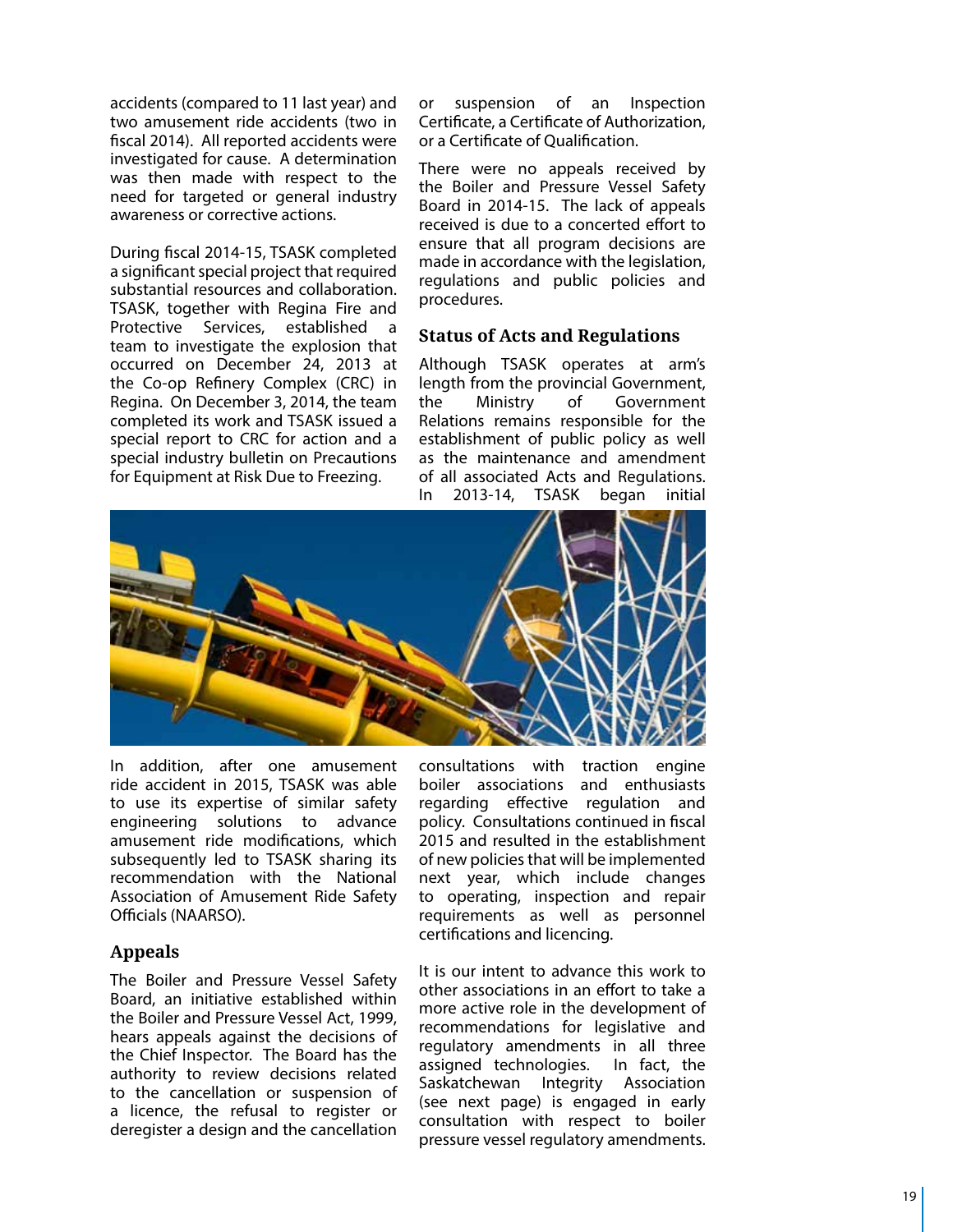accidents (compared to 11 last year) and two amusement ride accidents (two in fiscal 2014). All reported accidents were investigated for cause. A determination was then made with respect to the need for targeted or general industry awareness or corrective actions.

During fiscal 2014-15, TSASK completed a significant special project that required substantial resources and collaboration. TSASK, together with Regina Fire and Protective Services, established a team to investigate the explosion that occurred on December 24, 2013 at the Co-op Refinery Complex (CRC) in Regina. On December 3, 2014, the team completed its work and TSASK issued a special report to CRC for action and a special industry bulletin on Precautions for Equipment at Risk Due to Freezing.

In addition, after one amusement ride accident in 2015, TSASK was able to use its expertise of similar safety engineering solutions to advance amusement ride modifications, which subsequently led to TSASK sharing its recommendation with the National Association of Amusement Ride Safety Officials (NAARSO).

## Appeals

The Boiler and Pressure Vessel Safety Board, an initiative established within the Boiler and Pressure Vessel Act, 1999, hears appeals against the decisions of the Chief Inspector. The Board has the authority to review decisions related to the cancellation or suspension of a licence, the refusal to register or deregister a design and the cancellation or suspension of an Inspection Certificate, a Certificate of Authorization, or a Certificate of Qualification.

There were no appeals received by the Boiler and Pressure Vessel Safety Board in 2014-15. The lack of appeals received is due to a concerted effort to ensure that all program decisions are made in accordance with the legislation, regulations and public policies and procedures.

## Status of Acts and Regulations

Although TSASK operates at arm's length from the provincial Government, the Ministry of Government Relations remains responsible for the establishment of public policy as well as the maintenance and amendment of all associated Acts and Regulations. In 2013-14, TSASK began initial consultations with traction engine boiler associations and enthusiasts regarding effective regulation and policy. Consultations continued in fiscal 2015 and resulted in the establishment of new policies that will be implemented next year, which include changes to operating, inspection and repair requirements as well as personnel certifications and licencing.

It is our intent to advance this work to other associations in an effort to take a more active role in the development of recommendations for legislative and regulatory amendments in all three assigned technologies. In fact, the Saskatchewan Integrity Association (see next page) is engaged in early consultation with respect to boiler pressure vessel regulatory amendments.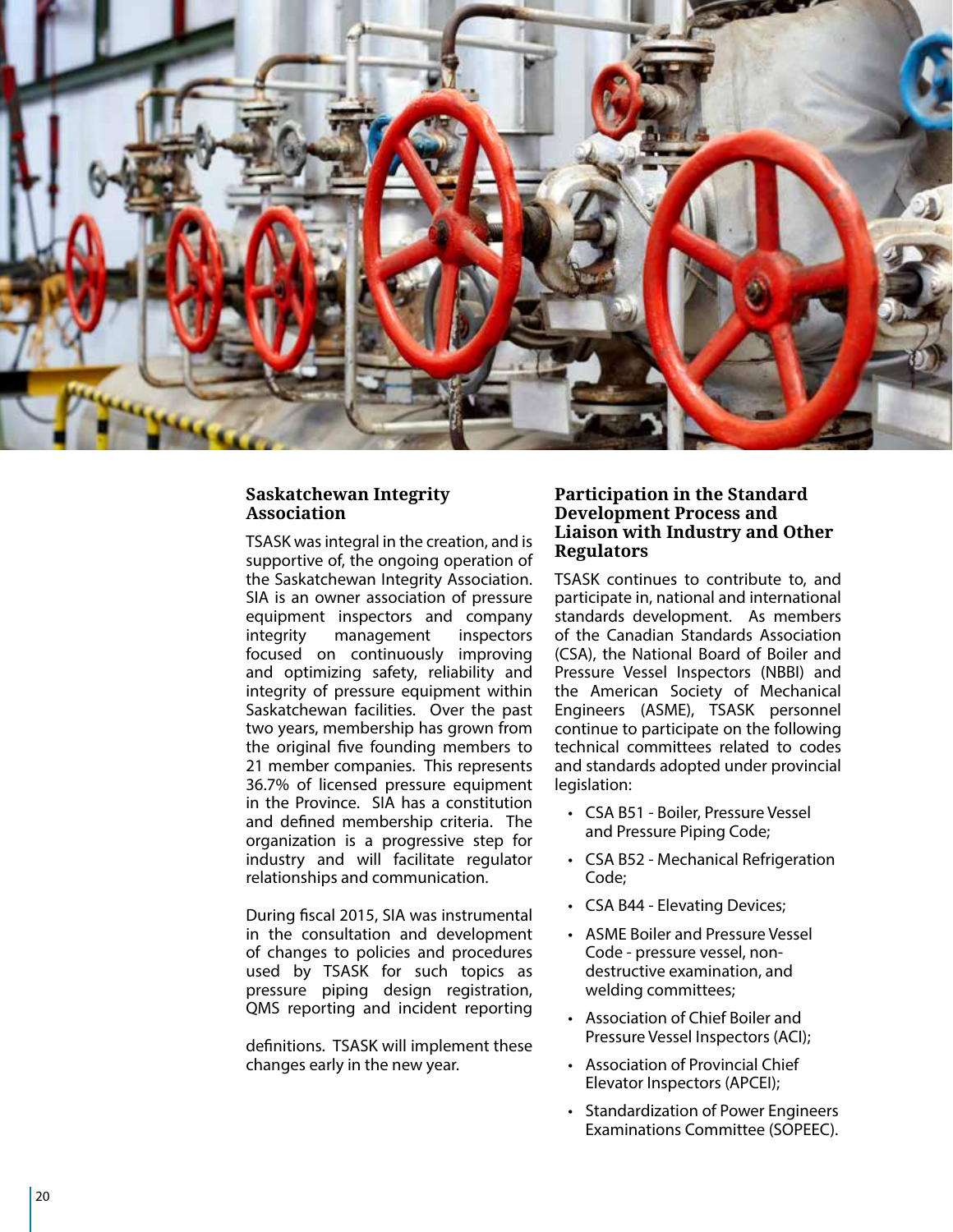## Saskatchewan Integrity Association

TSASK was integral in the creation, and is supportive of, the ongoing operation of the Saskatchewan Integrity Association. SIA is an owner association of pressure equipment inspectors and company integrity management inspectors focused on continuously improving and optimizing safety, reliability and integrity of pressure equipment within Saskatchewan facilities. Over the past two years, membership has grown from the original five founding members to 21 member companies. This represents 36.7% of licensed pressure equipment in the Province. SIA has a constitution and defined membership criteria. The organization is a progressive step for industry and will facilitate regulator relationships and communication.

During fiscal 2015, SIA was instrumental in the consultation and development of changes to policies and procedures used by TSASK for such topics as pressure piping design registration, QMS reporting and incident reporting definitions. TSASK will implement these changes early in the new year.

## Participation in the Standard Development Process and Liaison with Industry and Other Regulators

TSASK continues to contribute to, and participate in, national and international standards development. As members of the Canadian Standards Association (CSA), the National Board of Boiler and Pressure Vessel Inspectors (NBBI) and the American Society of Mechanical Engineers (ASME), TSASK personnel continue to participate on the following technical committees related to codes and standards adopted under provincial legislation:

- CSA B51 - Boiler, Pressure Vessel and Pressure Piping Code;
- CSA B52 - Mechanical Refrigeration Code;
- CSA B44 - Elevating Devices;
- ASME Boiler and Pressure Vessel Code - pressure vessel, non-destructive examination, and welding committees;
- Association of Chief Boiler and Pressure Vessel Inspectors (ACI);
- Association of Provincial Chief Elevator Inspectors (APCEI);
- Standardization of Power Engineers Examinations Committee (SOPEEC).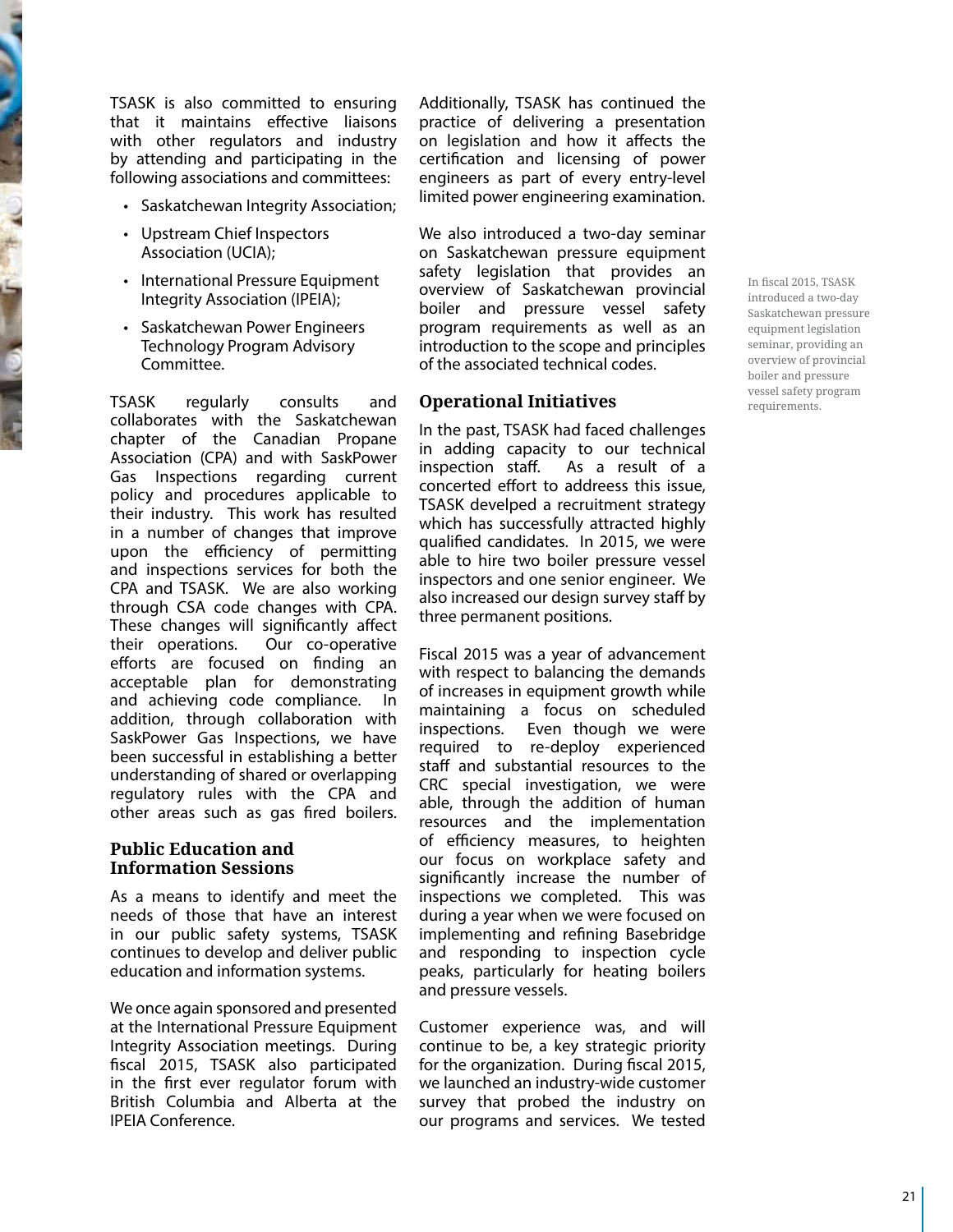TSASK is also committed to ensuring that it maintains effective liaisons with other regulators and industry by attending and participating in the following associations and committees:

- Saskatchewan Integrity Association;
- Upstream Chief Inspectors Association (UCIA);
- International Pressure Equipment Integrity Association (IPEIA);
- Saskatchewan Power Engineers Technology Program Advisory Committee.

TSASK regularly consults and collaborates with the Saskatchewan chapter of the Canadian Propane Association (CPA) and with SaskPower Gas Inspections regarding current policy and procedures applicable to their industry. This work has resulted in a number of changes that improve upon the efficiency of permitting and inspections services for both the CPA and TSASK. We are also working through CSA code changes with CPA. These changes will significantly affect their operations. Our co-operative efforts are focused on finding an acceptable plan for demonstrating and achieving code compliance. In addition, through collaboration with SaskPower Gas Inspections, we have been successful in establishing a better understanding of shared or overlapping regulatory rules with the CPA and other areas such as gas fired boilers.

### Public Education and Information Sessions

As a means to identify and meet the needs of those that have an interest in our public safety systems, TSASK continues to develop and deliver public education and information systems.

We once again sponsored and presented at the International Pressure Equipment Integrity Association meetings. During fiscal 2015, TSASK also participated in the first ever regulator forum with British Columbia and Alberta at the IPEIA Conference.

Additionally, TSASK has continued the practice of delivering a presentation on legislation and how it affects the certification and licensing of power engineers as part of every entry-level limited power engineering examination.

We also introduced a two-day seminar on Saskatchewan pressure equipment safety legislation that provides an overview of Saskatchewan provincial boiler and pressure vessel safety program requirements as well as an introduction to the scope and principles of the associated technical codes.

In fiscal 2015, TSASK introduced a two-day Saskatchewan pressure equipment legislation seminar, providing an overview of provincial boiler and pressure vessel safety program requirements.

### Operational Initiatives

In the past, TSASK had faced challenges in adding capacity to our technical inspection staff. As a result of a concerted effort to address this issue, TSASK develped a recruitment strategy which has successfully attracted highly qualified candidates. In 2015, we were able to hire two boiler pressure vessel inspectors and one senior engineer. We also increased our design survey staff by three permanent positions.

Fiscal 2015 was a year of advancement with respect to balancing the demands of increases in equipment growth while maintaining a focus on scheduled inspections. Even though we were required to re-deploy experienced staff and substantial resources to the CRC special investigation, we were able, through the addition of human resources and the implementation of efficiency measures, to heighten our focus on workplace safety and significantly increase the number of inspections we completed. This was during a year when we were focused on implementing and refining Basebridge and responding to inspection cycle peaks, particularly for heating boilers and pressure vessels.

Customer experience was, and will continue to be, a key strategic priority for the organization. During fiscal 2015, we launched an industry-wide customer survey that probed the industry on our programs and services. We tested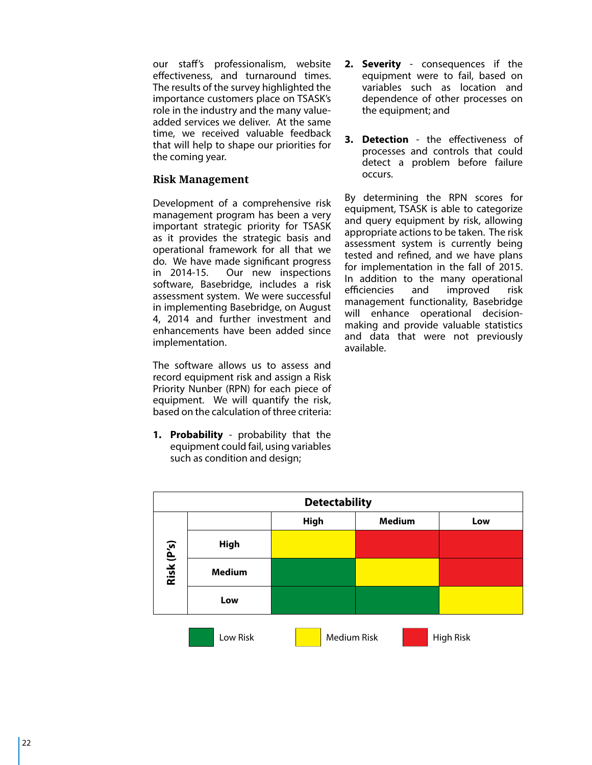our staff's professionalism, website effectiveness, and turnaround times. The results of the survey highlighted the importance customers place on TSASK's role in the industry and the many value-added services we deliver. At the same time, we received valuable feedback that will help to shape our priorities for the coming year.

### Risk Management

Development of a comprehensive risk management program has been a very important strategic priority for TSASK as it provides the strategic basis and operational framework for all that we do. We have made significant progress in 2014-15. Our new inspections software, Basebridge, includes a risk assessment system. We were successful in implementing Basebridge, on August 4, 2014 and further investment and enhancements have been added since implementation.

The software allows us to assess and record equipment risk and assign a Risk Priority Nunber (RPN) for each piece of equipment. We will quantify the risk, based on the calculation of three criteria:

1. **Probability** - probability that the equipment could fail, using variables such as condition and design;
2. **Severity** - consequences if the equipment were to fail, based on variables such as location and dependence of other processes on the equipment; and
3. **Detection** - the effectiveness of processes and controls that could detect a problem before failure occurs.

By determining the RPN scores for equipment, TSASK is able to categorize and query equipment by risk, allowing appropriate actions to be taken. The risk assessment system is currently being tested and refined, and we have plans for implementation in the fall of 2015. In addition to the many operational efficiencies and improved risk management functionality, Basebridge will enhance operational decision-making and provide valuable statistics and data that were not previously available.

| | | Detectability | | |
|---|---|---|---|---|
| | | **High** | **Medium** | **Low** |
| **Risk (P's)** | **High** | Medium Risk | High Risk | High Risk |
| | **Medium** | Low Risk | Medium Risk | High Risk |
| | **Low** | Low Risk | Low Risk | Medium Risk |

Low Risk | Medium Risk | High Risk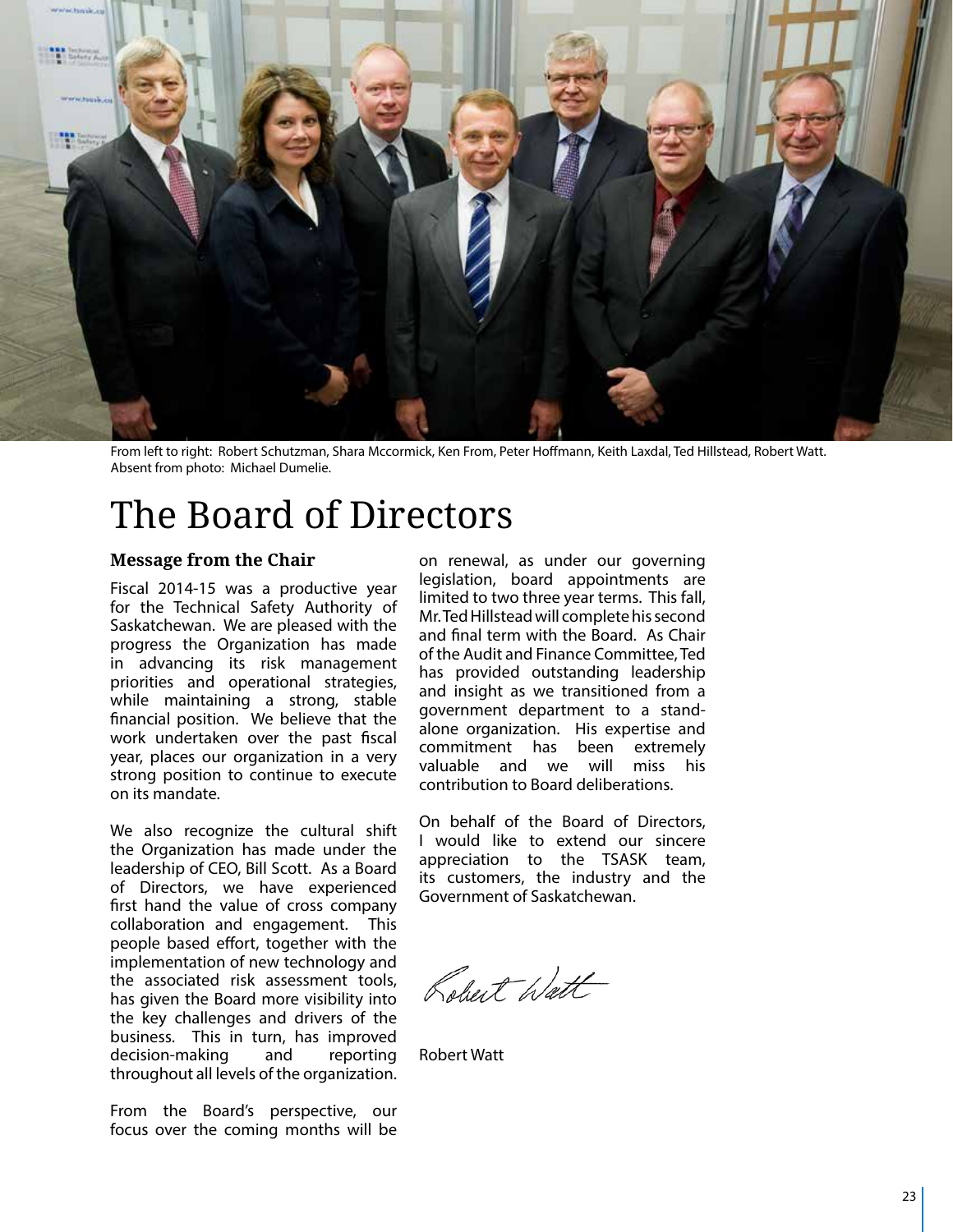From left to right: Robert Schutzman, Shara Mccormick, Ken From, Peter Hoffmann, Keith Laxdal, Ted Hillstead, Robert Watt.
Absent from photo: Michael Dumelie.

# The Board of Directors

### Message from the Chair

Fiscal 2014-15 was a productive year for the Technical Safety Authority of Saskatchewan. We are pleased with the progress the Organization has made in advancing its risk management priorities and operational strategies, while maintaining a strong, stable financial position. We believe that the work undertaken over the past fiscal year, places our organization in a very strong position to continue to execute on its mandate.

We also recognize the cultural shift the Organization has made under the leadership of CEO, Bill Scott. As a Board of Directors, we have experienced first hand the value of cross company collaboration and engagement. This people based effort, together with the implementation of new technology and the associated risk assessment tools, has given the Board more visibility into the key challenges and drivers of the business. This in turn, has improved decision-making and reporting throughout all levels of the organization.

From the Board's perspective, our focus over the coming months will be on renewal, as under our governing legislation, board appointments are limited to two three year terms. This fall, Mr. Ted Hillstead will complete his second and final term with the Board. As Chair of the Audit and Finance Committee, Ted has provided outstanding leadership and insight as we transitioned from a government department to a stand-alone organization. His expertise and commitment has been extremely valuable and we will miss his contribution to Board deliberations.

On behalf of the Board of Directors, I would like to extend our sincere appreciation to the TSASK team, its customers, the industry and the Government of Saskatchewan.

Robert Watt

Robert Watt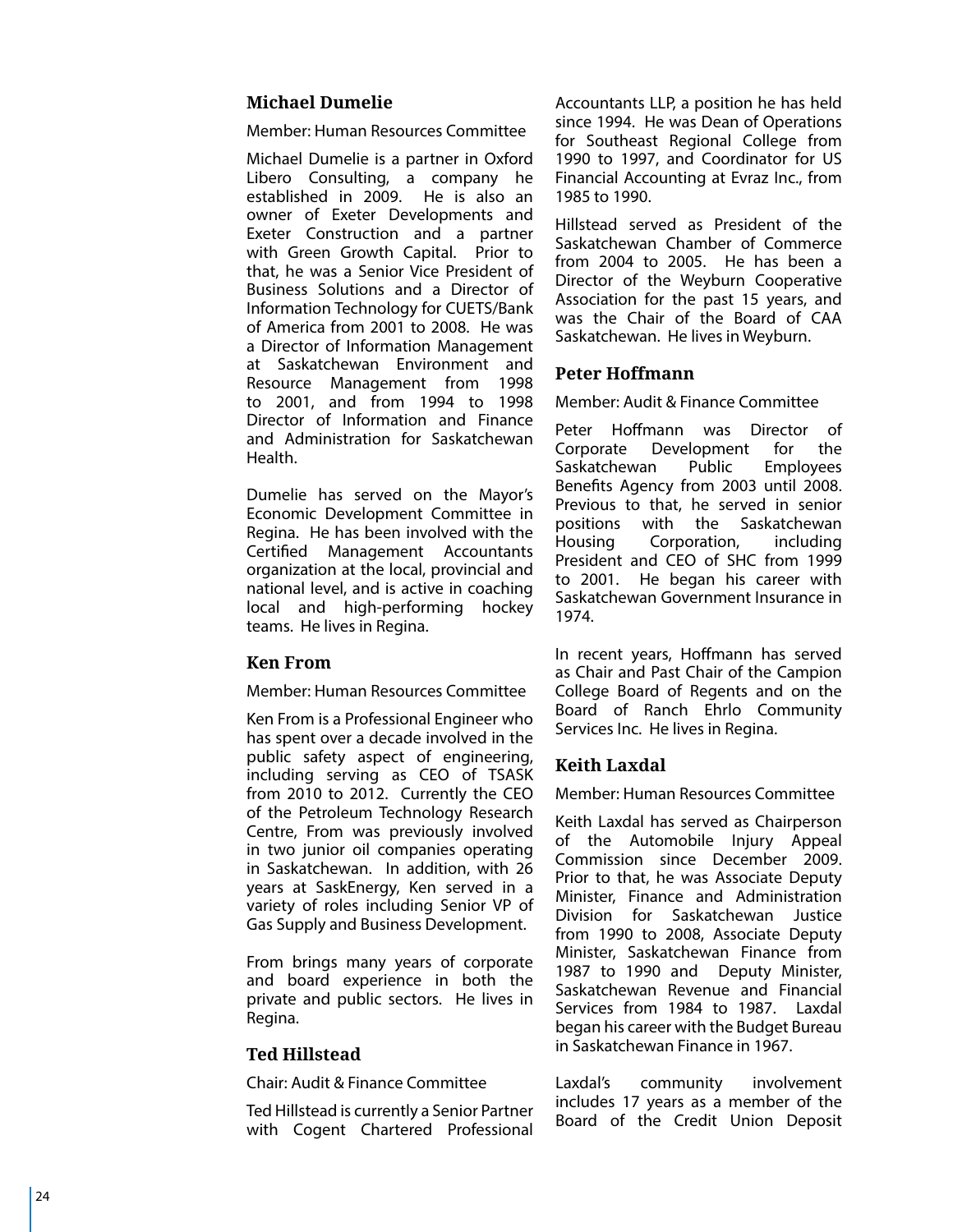### Michael Dumelie

Member: Human Resources Committee

Michael Dumelie is a partner in Oxford Libero Consulting, a company he established in 2009. He is also an owner of Exeter Developments and Exeter Construction and a partner with Green Growth Capital. Prior to that, he was a Senior Vice President of Business Solutions and a Director of Information Technology for CUETS/Bank of America from 2001 to 2008. He was a Director of Information Management at Saskatchewan Environment and Resource Management from 1998 to 2001, and from 1994 to 1998 Director of Information and Finance and Administration for Saskatchewan Health.

Dumelie has served on the Mayor's Economic Development Committee in Regina. He has been involved with the Certified Management Accountants organization at the local, provincial and national level, and is active in coaching local and high-performing hockey teams. He lives in Regina.

### Ken From

Member: Human Resources Committee

Ken From is a Professional Engineer who has spent over a decade involved in the public safety aspect of engineering, including serving as CEO of TSASK from 2010 to 2012. Currently the CEO of the Petroleum Technology Research Centre, From was previously involved in two junior oil companies operating in Saskatchewan. In addition, with 26 years at SaskEnergy, Ken served in a variety of roles including Senior VP of Gas Supply and Business Development.

From brings many years of corporate and board experience in both the private and public sectors. He lives in Regina.

### Ted Hillstead

Chair: Audit & Finance Committee

Ted Hillstead is currently a Senior Partner with Cogent Chartered Professional Accountants LLP, a position he has held since 1994. He was Dean of Operations for Southeast Regional College from 1990 to 1997, and Coordinator for US Financial Accounting at Evraz Inc., from 1985 to 1990.

Hillstead served as President of the Saskatchewan Chamber of Commerce from 2004 to 2005. He has been a Director of the Weyburn Cooperative Association for the past 15 years, and was the Chair of the Board of CAA Saskatchewan. He lives in Weyburn.

### Peter Hoffmann

Member: Audit & Finance Committee

Peter Hoffmann was Director of Corporate Development for the Saskatchewan Public Employees Benefits Agency from 2003 until 2008. Previous to that, he served in senior positions with the Saskatchewan Housing Corporation, including President and CEO of SHC from 1999 to 2001. He began his career with Saskatchewan Government Insurance in 1974.

In recent years, Hoffmann has served as Chair and Past Chair of the Campion College Board of Regents and on the Board of Ranch Ehrlo Community Services Inc. He lives in Regina.

### Keith Laxdal

Member: Human Resources Committee

Keith Laxdal has served as Chairperson of the Automobile Injury Appeal Commission since December 2009. Prior to that, he was Associate Deputy Minister, Finance and Administration Division for Saskatchewan Justice from 1990 to 2008, Associate Deputy Minister, Saskatchewan Finance from 1987 to 1990 and Deputy Minister, Saskatchewan Revenue and Financial Services from 1984 to 1987. Laxdal began his career with the Budget Bureau in Saskatchewan Finance in 1967.

Laxdal's community involvement includes 17 years as a member of the Board of the Credit Union Deposit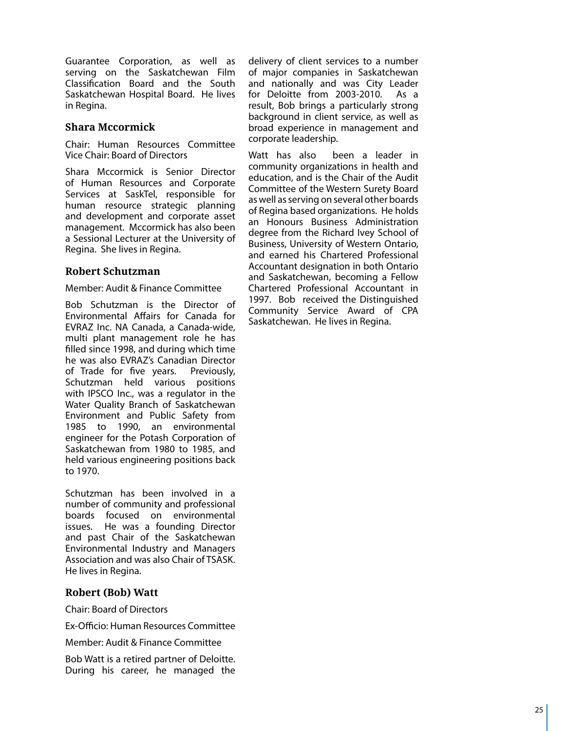Guarantee Corporation, as well as serving on the Saskatchewan Film Classification Board and the South Saskatchewan Hospital Board. He lives in Regina.

### Shara Mccormick

Chair: Human Resources Committee
Vice Chair: Board of Directors

Shara Mccormick is Senior Director of Human Resources and Corporate Services at SaskTel, responsible for human resource strategic planning and development and corporate asset management. Mccormick has also been a Sessional Lecturer at the University of Regina. She lives in Regina.

### Robert Schutzman

Member: Audit & Finance Committee

Bob Schutzman is the Director of Environmental Affairs for Canada for EVRAZ Inc. NA Canada, a Canada-wide, multi plant management role he has filled since 1998, and during which time he was also EVRAZ's Canadian Director of Trade for five years. Previously, Schutzman held various positions with IPSCO Inc., was a regulator in the Water Quality Branch of Saskatchewan Environment and Public Safety from 1985 to 1990, an environmental engineer for the Potash Corporation of Saskatchewan from 1980 to 1985, and held various engineering positions back to 1970.

Schutzman has been involved in a number of community and professional boards focused on environmental issues. He was a founding Director and past Chair of the Saskatchewan Environmental Industry and Managers Association and was also Chair of TSASK. He lives in Regina.

### Robert (Bob) Watt

Chair: Board of Directors

Ex-Officio: Human Resources Committee

Member: Audit & Finance Committee

Bob Watt is a retired partner of Deloitte. During his career, he managed the delivery of client services to a number of major companies in Saskatchewan and nationally and was City Leader for Deloitte from 2003-2010. As a result, Bob brings a particularly strong background in client service, as well as broad experience in management and corporate leadership.

Watt has also been a leader in community organizations in health and education, and is the Chair of the Audit Committee of the Western Surety Board as well as serving on several other boards of Regina based organizations. He holds an Honours Business Administration degree from the Richard Ivey School of Business, University of Western Ontario, and earned his Chartered Professional Accountant designation in both Ontario and Saskatchewan, becoming a Fellow Chartered Professional Accountant in 1997. Bob received the Distinguished Community Service Award of CPA Saskatchewan. He lives in Regina.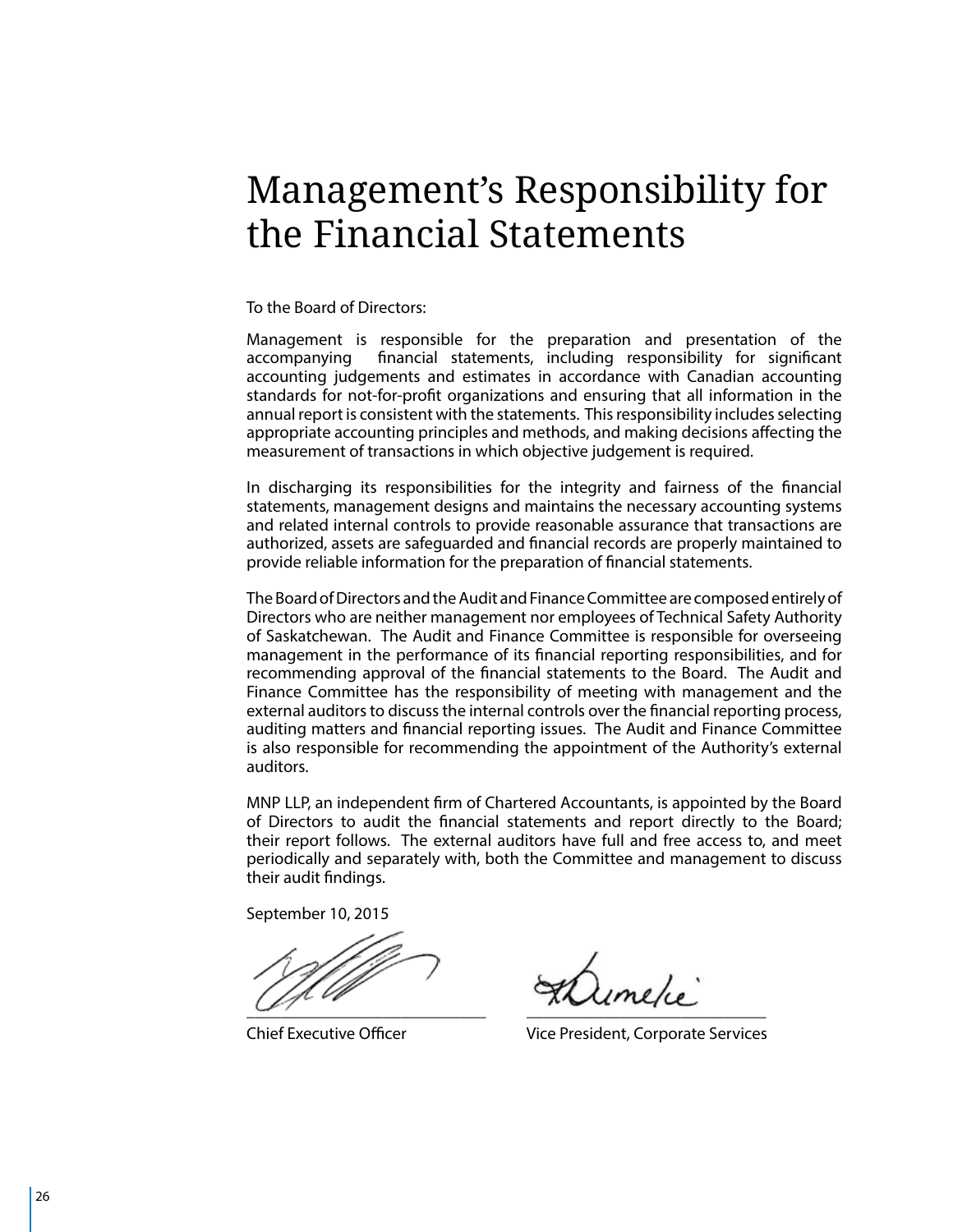# Management's Responsibility for the Financial Statements

To the Board of Directors:

Management is responsible for the preparation and presentation of the accompanying financial statements, including responsibility for significant accounting judgements and estimates in accordance with Canadian accounting standards for not-for-profit organizations and ensuring that all information in the annual report is consistent with the statements. This responsibility includes selecting appropriate accounting principles and methods, and making decisions affecting the measurement of transactions in which objective judgement is required.

In discharging its responsibilities for the integrity and fairness of the financial statements, management designs and maintains the necessary accounting systems and related internal controls to provide reasonable assurance that transactions are authorized, assets are safeguarded and financial records are properly maintained to provide reliable information for the preparation of financial statements.

The Board of Directors and the Audit and Finance Committee are composed entirely of Directors who are neither management nor employees of Technical Safety Authority of Saskatchewan. The Audit and Finance Committee is responsible for overseeing management in the performance of its financial reporting responsibilities, and for recommending approval of the financial statements to the Board. The Audit and Finance Committee has the responsibility of meeting with management and the external auditors to discuss the internal controls over the financial reporting process, auditing matters and financial reporting issues. The Audit and Finance Committee is also responsible for recommending the appointment of the Authority's external auditors.

MNP LLP, an independent firm of Chartered Accountants, is appointed by the Board of Directors to audit the financial statements and report directly to the Board; their report follows. The external auditors have full and free access to, and meet periodically and separately with, both the Committee and management to discuss their audit findings.

September 10, 2015

| | |
|---|---|
| Chief Executive Officer | Vice President, Corporate Services |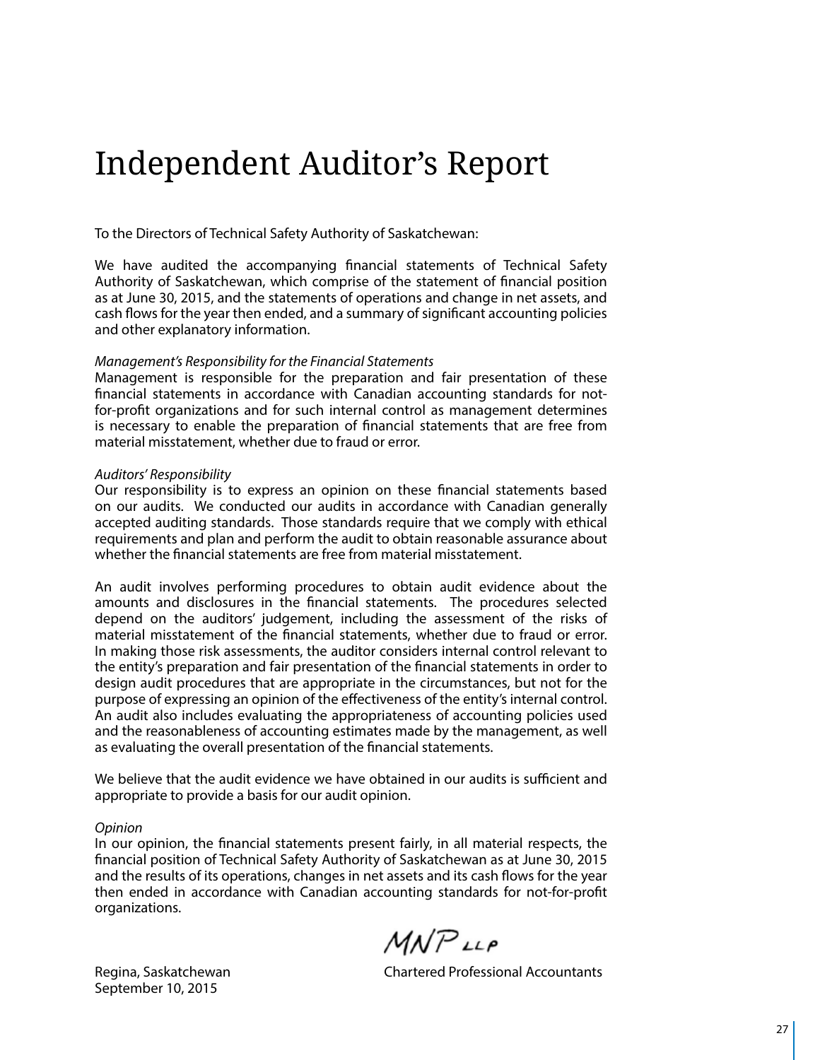# Independent Auditor's Report

To the Directors of Technical Safety Authority of Saskatchewan:

We have audited the accompanying financial statements of Technical Safety Authority of Saskatchewan, which comprise of the statement of financial position as at June 30, 2015, and the statements of operations and change in net assets, and cash flows for the year then ended, and a summary of significant accounting policies and other explanatory information.

*Management's Responsibility for the Financial Statements*
Management is responsible for the preparation and fair presentation of these financial statements in accordance with Canadian accounting standards for not-for-profit organizations and for such internal control as management determines is necessary to enable the preparation of financial statements that are free from material misstatement, whether due to fraud or error.

*Auditors' Responsibility*
Our responsibility is to express an opinion on these financial statements based on our audits. We conducted our audits in accordance with Canadian generally accepted auditing standards. Those standards require that we comply with ethical requirements and plan and perform the audit to obtain reasonable assurance about whether the financial statements are free from material misstatement.

An audit involves performing procedures to obtain audit evidence about the amounts and disclosures in the financial statements. The procedures selected depend on the auditors' judgement, including the assessment of the risks of material misstatement of the financial statements, whether due to fraud or error. In making those risk assessments, the auditor considers internal control relevant to the entity's preparation and fair presentation of the financial statements in order to design audit procedures that are appropriate in the circumstances, but not for the purpose of expressing an opinion of the effectiveness of the entity's internal control. An audit also includes evaluating the appropriateness of accounting policies used and the reasonableness of accounting estimates made by the management, as well as evaluating the overall presentation of the financial statements.

We believe that the audit evidence we have obtained in our audits is sufficient and appropriate to provide a basis for our audit opinion.

*Opinion*
In our opinion, the financial statements present fairly, in all material respects, the financial position of Technical Safety Authority of Saskatchewan as at June 30, 2015 and the results of its operations, changes in net assets and its cash flows for the year then ended in accordance with Canadian accounting standards for not-for-profit organizations.

MNP LLP

Regina, Saskatchewan
September 10, 2015

Chartered Professional Accountants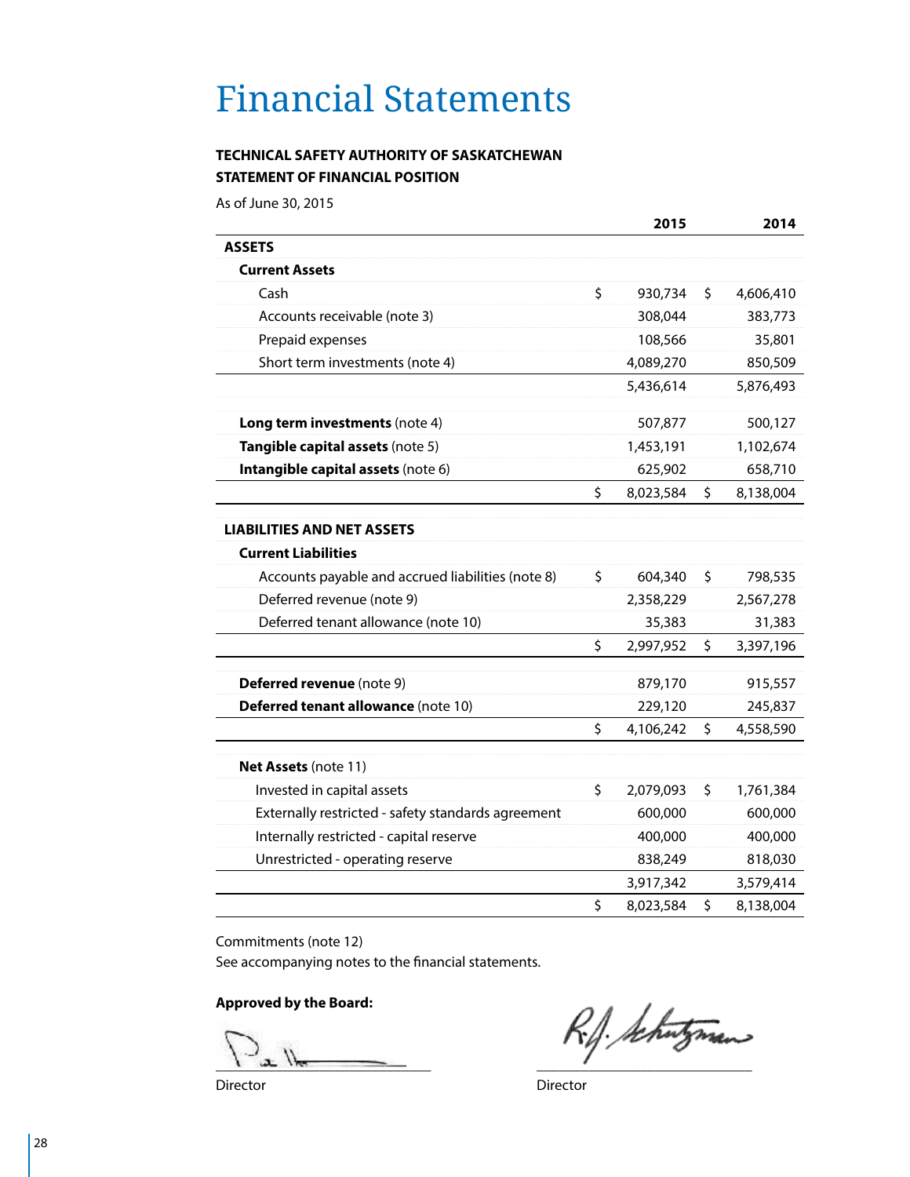# Financial Statements

**TECHNICAL SAFETY AUTHORITY OF SASKATCHEWAN**
**STATEMENT OF FINANCIAL POSITION**

As of June 30, 2015

| | 2015 | 2014 |
|---|---|---|
| **ASSETS** | | |
| **Current Assets** | | |
| Cash | $ 930,734 | $ 4,606,410 |
| Accounts receivable (note 3) | 308,044 | 383,773 |
| Prepaid expenses | 108,566 | 35,801 |
| Short term investments (note 4) | 4,089,270 | 850,509 |
| | 5,436,614 | 5,876,493 |
| **Long term investments** (note 4) | 507,877 | 500,127 |
| **Tangible capital assets** (note 5) | 1,453,191 | 1,102,674 |
| **Intangible capital assets** (note 6) | 625,902 | 658,710 |
| | $ 8,023,584 | $ 8,138,004 |
| **LIABILITIES AND NET ASSETS** | | |
| **Current Liabilities** | | |
| Accounts payable and accrued liabilities (note 8) | $ 604,340 | $ 798,535 |
| Deferred revenue (note 9) | 2,358,229 | 2,567,278 |
| Deferred tenant allowance (note 10) | 35,383 | 31,383 |
| | $ 2,997,952 | $ 3,397,196 |
| **Deferred revenue** (note 9) | 879,170 | 915,557 |
| **Deferred tenant allowance** (note 10) | 229,120 | 245,837 |
| | $ 4,106,242 | $ 4,558,590 |
| **Net Assets** (note 11) | | |
| Invested in capital assets | $ 2,079,093 | $ 1,761,384 |
| Externally restricted - safety standards agreement | 600,000 | 600,000 |
| Internally restricted - capital reserve | 400,000 | 400,000 |
| Unrestricted - operating reserve | 838,249 | 818,030 |
| | 3,917,342 | 3,579,414 |
| | $ 8,023,584 | $ 8,138,004 |

Commitments (note 12)
See accompanying notes to the financial statements.

**Approved by the Board:**

Director

Director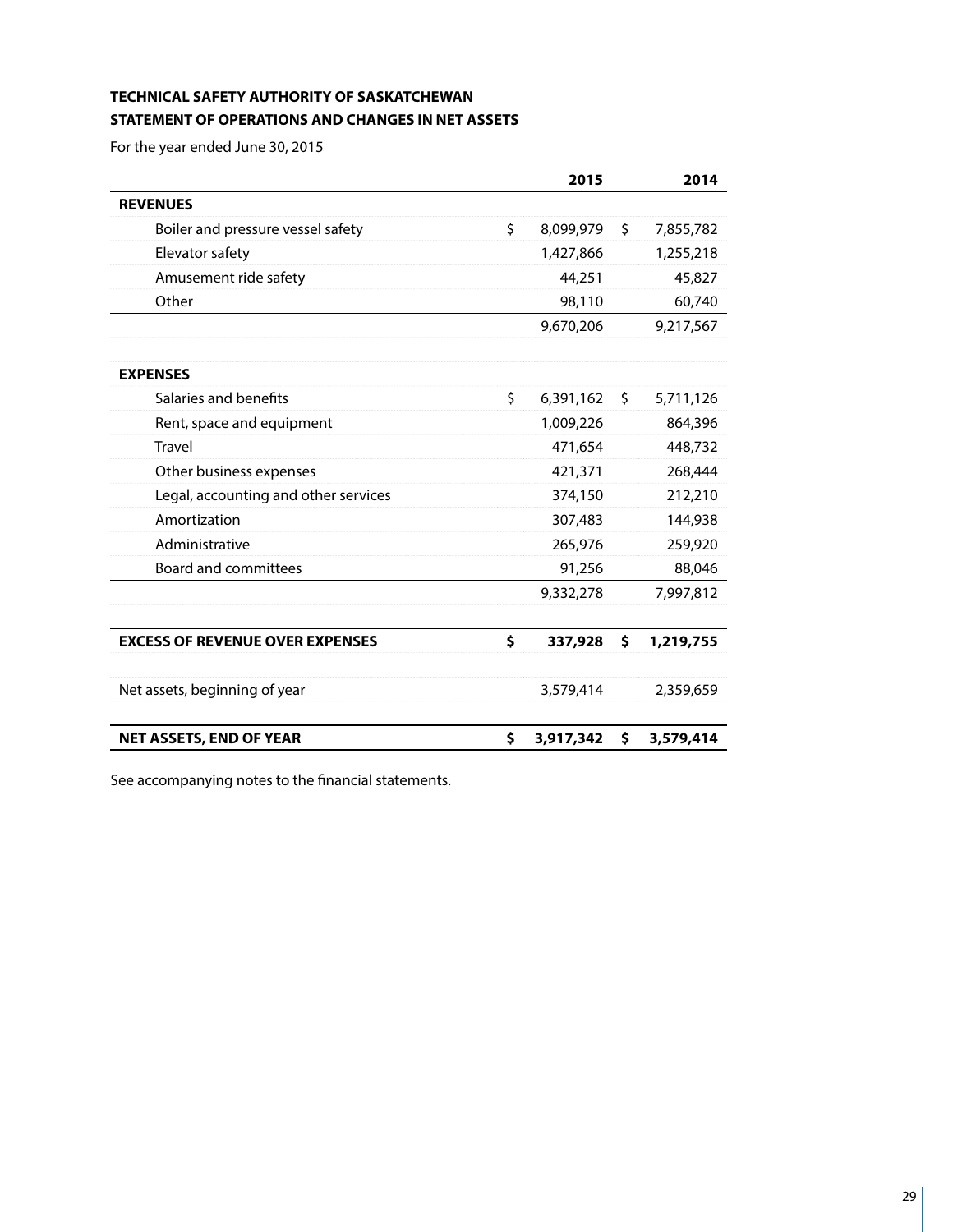**TECHNICAL SAFETY AUTHORITY OF SASKATCHEWAN**

**STATEMENT OF OPERATIONS AND CHANGES IN NET ASSETS**

For the year ended June 30, 2015

| | 2015 | 2014 |
|---|---|---|
| **REVENUES** | | |
| Boiler and pressure vessel safety | $ 8,099,979 | $ 7,855,782 |
| Elevator safety | 1,427,866 | 1,255,218 |
| Amusement ride safety | 44,251 | 45,827 |
| Other | 98,110 | 60,740 |
| | 9,670,206 | 9,217,567 |
| | | |
| **EXPENSES** | | |
| Salaries and benefits | $ 6,391,162 | $ 5,711,126 |
| Rent, space and equipment | 1,009,226 | 864,396 |
| Travel | 471,654 | 448,732 |
| Other business expenses | 421,371 | 268,444 |
| Legal, accounting and other services | 374,150 | 212,210 |
| Amortization | 307,483 | 144,938 |
| Administrative | 265,976 | 259,920 |
| Board and committees | 91,256 | 88,046 |
| | 9,332,278 | 7,997,812 |
| | | |
| **EXCESS OF REVENUE OVER EXPENSES** | **$ 337,928** | **$ 1,219,755** |
| | | |
| Net assets, beginning of year | 3,579,414 | 2,359,659 |
| | | |
| **NET ASSETS, END OF YEAR** | **$ 3,917,342** | **$ 3,579,414** |

See accompanying notes to the financial statements.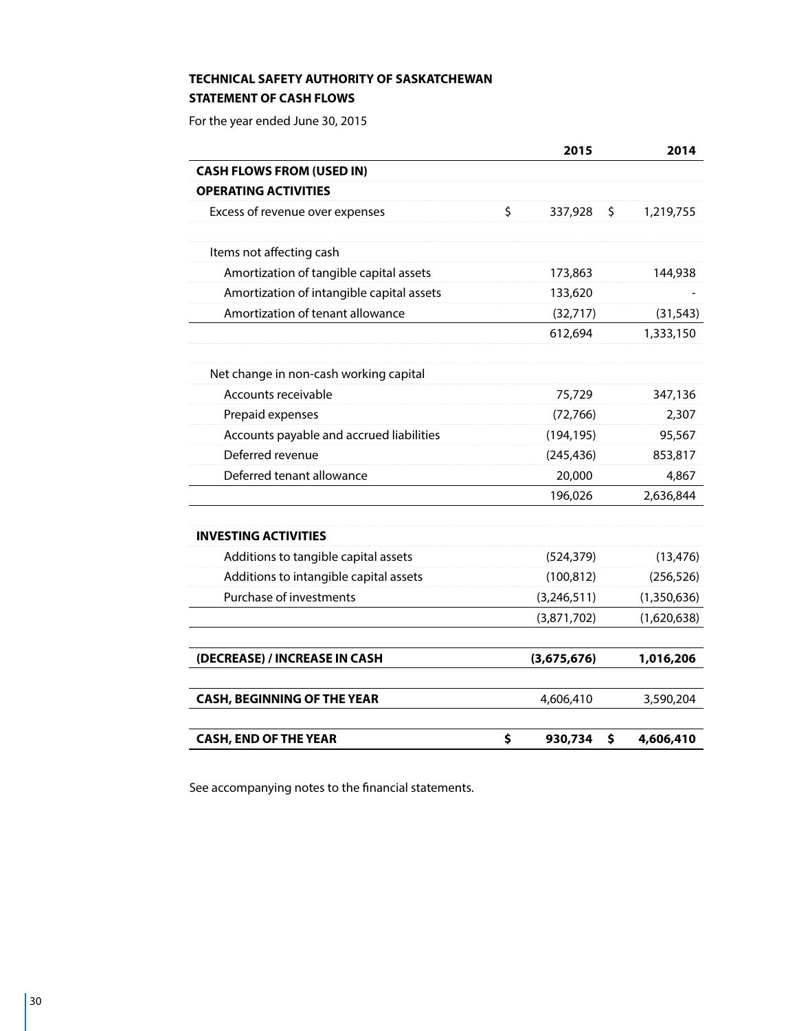**TECHNICAL SAFETY AUTHORITY OF SASKATCHEWAN**

**STATEMENT OF CASH FLOWS**

For the year ended June 30, 2015

| | 2015 | 2014 |
|---|---|---|
| **CASH FLOWS FROM (USED IN)** | | |
| **OPERATING ACTIVITIES** | | |
| Excess of revenue over expenses | $ 337,928 | $ 1,219,755 |
| | | |
| Items not affecting cash | | |
| Amortization of tangible capital assets | 173,863 | 144,938 |
| Amortization of intangible capital assets | 133,620 | - |
| Amortization of tenant allowance | (32,717) | (31,543) |
| | 612,694 | 1,333,150 |
| | | |
| Net change in non-cash working capital | | |
| Accounts receivable | 75,729 | 347,136 |
| Prepaid expenses | (72,766) | 2,307 |
| Accounts payable and accrued liabilities | (194,195) | 95,567 |
| Deferred revenue | (245,436) | 853,817 |
| Deferred tenant allowance | 20,000 | 4,867 |
| | 196,026 | 2,636,844 |
| | | |
| **INVESTING ACTIVITIES** | | |
| Additions to tangible capital assets | (524,379) | (13,476) |
| Additions to intangible capital assets | (100,812) | (256,526) |
| Purchase of investments | (3,246,511) | (1,350,636) |
| | (3,871,702) | (1,620,638) |
| | | |
| **(DECREASE) / INCREASE IN CASH** | **(3,675,676)** | **1,016,206** |
| | | |
| **CASH, BEGINNING OF THE YEAR** | 4,606,410 | 3,590,204 |
| | | |
| **CASH, END OF THE YEAR** | **$ 930,734** | **$ 4,606,410** |

See accompanying notes to the financial statements.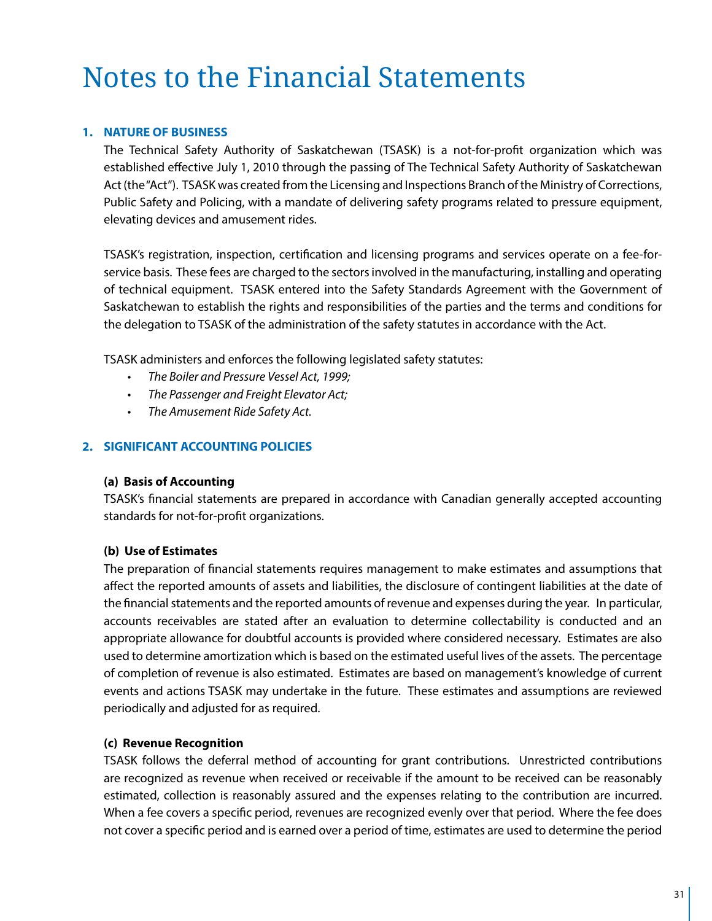# Notes to the Financial Statements

## 1. NATURE OF BUSINESS

The Technical Safety Authority of Saskatchewan (TSASK) is a not-for-profit organization which was established effective July 1, 2010 through the passing of The Technical Safety Authority of Saskatchewan Act (the "Act"). TSASK was created from the Licensing and Inspections Branch of the Ministry of Corrections, Public Safety and Policing, with a mandate of delivering safety programs related to pressure equipment, elevating devices and amusement rides.

TSASK's registration, inspection, certification and licensing programs and services operate on a fee-for-service basis. These fees are charged to the sectors involved in the manufacturing, installing and operating of technical equipment. TSASK entered into the Safety Standards Agreement with the Government of Saskatchewan to establish the rights and responsibilities of the parties and the terms and conditions for the delegation to TSASK of the administration of the safety statutes in accordance with the Act.

TSASK administers and enforces the following legislated safety statutes:

- *The Boiler and Pressure Vessel Act, 1999;*
- *The Passenger and Freight Elevator Act;*
- *The Amusement Ride Safety Act.*

## 2. SIGNIFICANT ACCOUNTING POLICIES

### (a) Basis of Accounting

TSASK's financial statements are prepared in accordance with Canadian generally accepted accounting standards for not-for-profit organizations.

### (b) Use of Estimates

The preparation of financial statements requires management to make estimates and assumptions that affect the reported amounts of assets and liabilities, the disclosure of contingent liabilities at the date of the financial statements and the reported amounts of revenue and expenses during the year. In particular, accounts receivables are stated after an evaluation to determine collectability is conducted and an appropriate allowance for doubtful accounts is provided where considered necessary. Estimates are also used to determine amortization which is based on the estimated useful lives of the assets. The percentage of completion of revenue is also estimated. Estimates are based on management's knowledge of current events and actions TSASK may undertake in the future. These estimates and assumptions are reviewed periodically and adjusted for as required.

### (c) Revenue Recognition

TSASK follows the deferral method of accounting for grant contributions. Unrestricted contributions are recognized as revenue when received or receivable if the amount to be received can be reasonably estimated, collection is reasonably assured and the expenses relating to the contribution are incurred. When a fee covers a specific period, revenues are recognized evenly over that period. Where the fee does not cover a specific period and is earned over a period of time, estimates are used to determine the period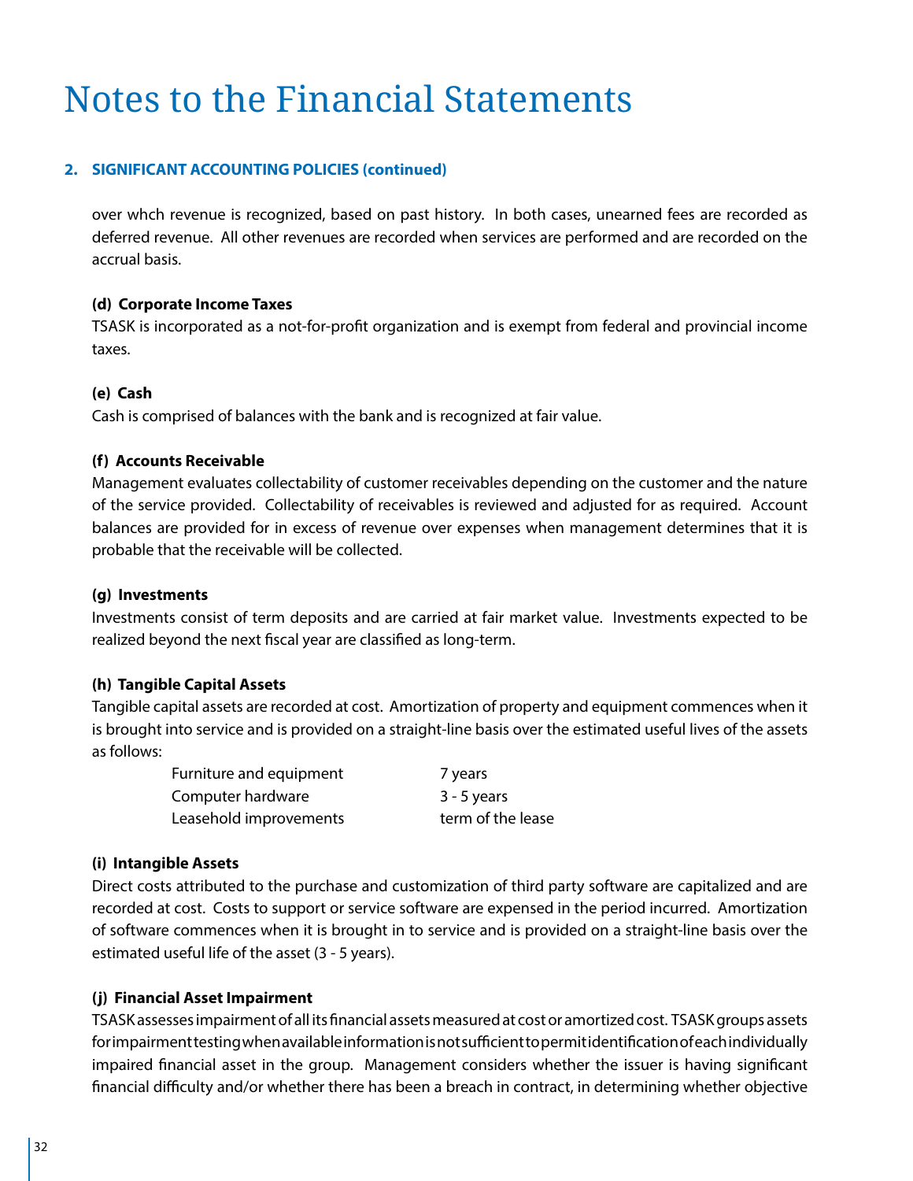# Notes to the Financial Statements

## 2. SIGNIFICANT ACCOUNTING POLICIES (continued)

over whch revenue is recognized, based on past history. In both cases, unearned fees are recorded as deferred revenue. All other revenues are recorded when services are performed and are recorded on the accrual basis.

**(d) Corporate Income Taxes**

TSASK is incorporated as a not-for-profit organization and is exempt from federal and provincial income taxes.

**(e) Cash**

Cash is comprised of balances with the bank and is recognized at fair value.

**(f) Accounts Receivable**

Management evaluates collectability of customer receivables depending on the customer and the nature of the service provided. Collectability of receivables is reviewed and adjusted for as required. Account balances are provided for in excess of revenue over expenses when management determines that it is probable that the receivable will be collected.

**(g) Investments**

Investments consist of term deposits and are carried at fair market value. Investments expected to be realized beyond the next fiscal year are classified as long-term.

**(h) Tangible Capital Assets**

Tangible capital assets are recorded at cost. Amortization of property and equipment commences when it is brought into service and is provided on a straight-line basis over the estimated useful lives of the assets as follows:

| | |
|---|---|
| Furniture and equipment | 7 years |
| Computer hardware | 3 - 5 years |
| Leasehold improvements | term of the lease |

**(i) Intangible Assets**

Direct costs attributed to the purchase and customization of third party software are capitalized and are recorded at cost. Costs to support or service software are expensed in the period incurred. Amortization of software commences when it is brought in to service and is provided on a straight-line basis over the estimated useful life of the asset (3 - 5 years).

**(j) Financial Asset Impairment**

TSASK assesses impairment of all its financial assets measured at cost or amortized cost. TSASK groups assets for impairment testing when available information is not sufficient to permit identification of each individually impaired financial asset in the group. Management considers whether the issuer is having significant financial difficulty and/or whether there has been a breach in contract, in determining whether objective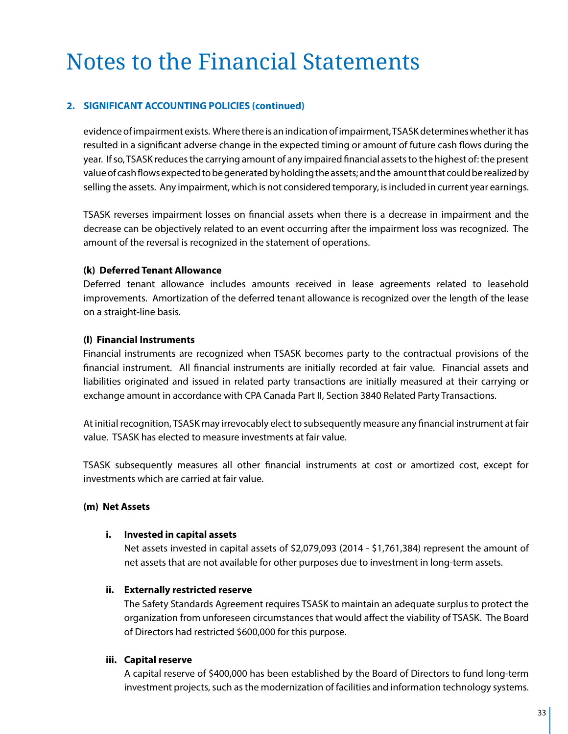# Notes to the Financial Statements

## 2. SIGNIFICANT ACCOUNTING POLICIES (continued)

evidence of impairment exists. Where there is an indication of impairment, TSASK determines whether it has resulted in a significant adverse change in the expected timing or amount of future cash flows during the year. If so, TSASK reduces the carrying amount of any impaired financial assets to the highest of: the present value of cash flows expected to be generated by holding the assets; and the amount that could be realized by selling the assets. Any impairment, which is not considered temporary, is included in current year earnings.

TSASK reverses impairment losses on financial assets when there is a decrease in impairment and the decrease can be objectively related to an event occurring after the impairment loss was recognized. The amount of the reversal is recognized in the statement of operations.

**(k) Deferred Tenant Allowance**

Deferred tenant allowance includes amounts received in lease agreements related to leasehold improvements. Amortization of the deferred tenant allowance is recognized over the length of the lease on a straight-line basis.

**(l) Financial Instruments**

Financial instruments are recognized when TSASK becomes party to the contractual provisions of the financial instrument. All financial instruments are initially recorded at fair value. Financial assets and liabilities originated and issued in related party transactions are initially measured at their carrying or exchange amount in accordance with CPA Canada Part II, Section 3840 Related Party Transactions.

At initial recognition, TSASK may irrevocably elect to subsequently measure any financial instrument at fair value. TSASK has elected to measure investments at fair value.

TSASK subsequently measures all other financial instruments at cost or amortized cost, except for investments which are carried at fair value.

**(m) Net Assets**

**i. Invested in capital assets**

Net assets invested in capital assets of $2,079,093 (2014 - $1,761,384) represent the amount of net assets that are not available for other purposes due to investment in long-term assets.

**ii. Externally restricted reserve**

The Safety Standards Agreement requires TSASK to maintain an adequate surplus to protect the organization from unforeseen circumstances that would affect the viability of TSASK. The Board of Directors had restricted $600,000 for this purpose.

**iii. Capital reserve**

A capital reserve of $400,000 has been established by the Board of Directors to fund long-term investment projects, such as the modernization of facilities and information technology systems.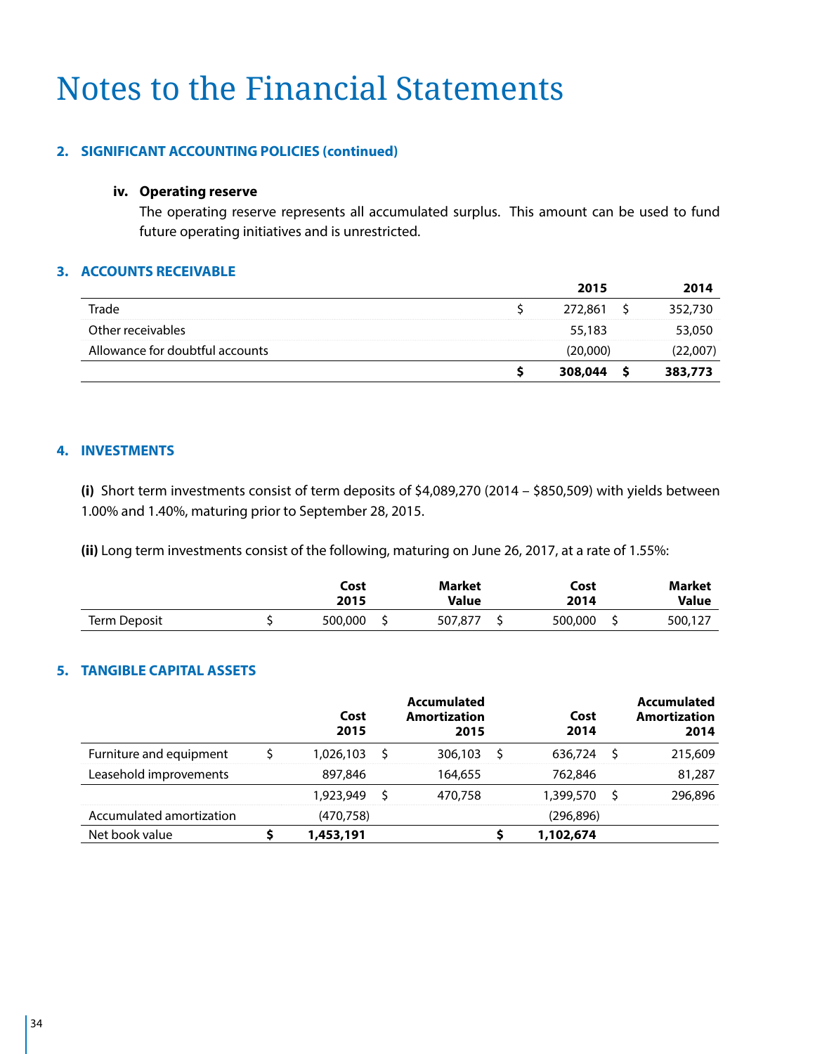# Notes to the Financial Statements

## 2. SIGNIFICANT ACCOUNTING POLICIES (continued)

### iv. Operating reserve

The operating reserve represents all accumulated surplus. This amount can be used to fund future operating initiatives and is unrestricted.

## 3. ACCOUNTS RECEIVABLE

| | 2015 | 2014 |
|---|---|---|
| Trade | $ 272,861 | $ 352,730 |
| Other receivables | 55,183 | 53,050 |
| Allowance for doubtful accounts | (20,000) | (22,007) |
| | **$ 308,044** | **$ 383,773** |

## 4. INVESTMENTS

**(i)** Short term investments consist of term deposits of $4,089,270 (2014 – $850,509) with yields between 1.00% and 1.40%, maturing prior to September 28, 2015.

**(ii)** Long term investments consist of the following, maturing on June 26, 2017, at a rate of 1.55%:

| | Cost 2015 | Market Value | Cost 2014 | Market Value |
|---|---|---|---|---|
| Term Deposit | $ 500,000 | $ 507,877 | $ 500,000 | $ 500,127 |

## 5. TANGIBLE CAPITAL ASSETS

| | Cost 2015 | Accumulated Amortization 2015 | Cost 2014 | Accumulated Amortization 2014 |
|---|---|---|---|---|
| Furniture and equipment | $ 1,026,103 | $ 306,103 | $ 636,724 | $ 215,609 |
| Leasehold improvements | 897,846 | 164,655 | 762,846 | 81,287 |
| | 1,923,949 | $ 470,758 | 1,399,570 | $ 296,896 |
| Accumulated amortization | (470,758) | | (296,896) | |
| Net book value | **$ 1,453,191** | | **$ 1,102,674** | |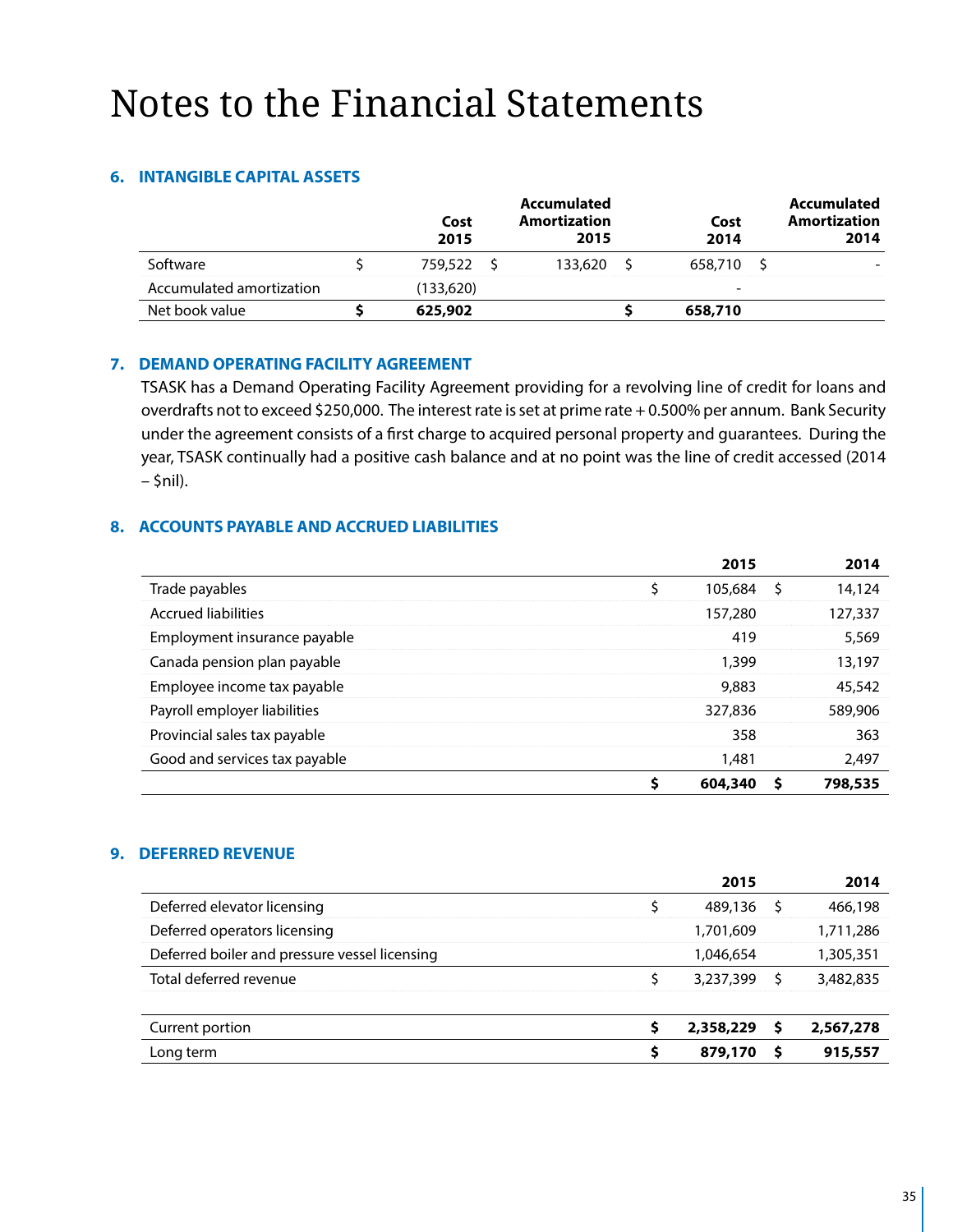# Notes to the Financial Statements

## 6. INTANGIBLE CAPITAL ASSETS

| | Cost 2015 | Accumulated Amortization 2015 | Cost 2014 | Accumulated Amortization 2014 |
|---|---|---|---|---|
| Software | $ 759,522 | $ 133,620 | $ 658,710 | $ - |
| Accumulated amortization | (133,620) | | - | |
| Net book value | **$ 625,902** | | **$ 658,710** | |

## 7. DEMAND OPERATING FACILITY AGREEMENT

TSASK has a Demand Operating Facility Agreement providing for a revolving line of credit for loans and overdrafts not to exceed $250,000. The interest rate is set at prime rate + 0.500% per annum. Bank Security under the agreement consists of a first charge to acquired personal property and guarantees. During the year, TSASK continually had a positive cash balance and at no point was the line of credit accessed (2014 – $nil).

## 8. ACCOUNTS PAYABLE AND ACCRUED LIABILITIES

| | 2015 | 2014 |
|---|---|---|
| Trade payables | $ 105,684 | $ 14,124 |
| Accrued liabilities | 157,280 | 127,337 |
| Employment insurance payable | 419 | 5,569 |
| Canada pension plan payable | 1,399 | 13,197 |
| Employee income tax payable | 9,883 | 45,542 |
| Payroll employer liabilities | 327,836 | 589,906 |
| Provincial sales tax payable | 358 | 363 |
| Good and services tax payable | 1,481 | 2,497 |
| | **$ 604,340** | **$ 798,535** |

## 9. DEFERRED REVENUE

| | 2015 | 2014 |
|---|---|---|
| Deferred elevator licensing | $ 489,136 | $ 466,198 |
| Deferred operators licensing | 1,701,609 | 1,711,286 |
| Deferred boiler and pressure vessel licensing | 1,046,654 | 1,305,351 |
| Total deferred revenue | $ 3,237,399 | $ 3,482,835 |
| | | |
| Current portion | **$ 2,358,229** | **$ 2,567,278** |
| Long term | **$ 879,170** | **$ 915,557** |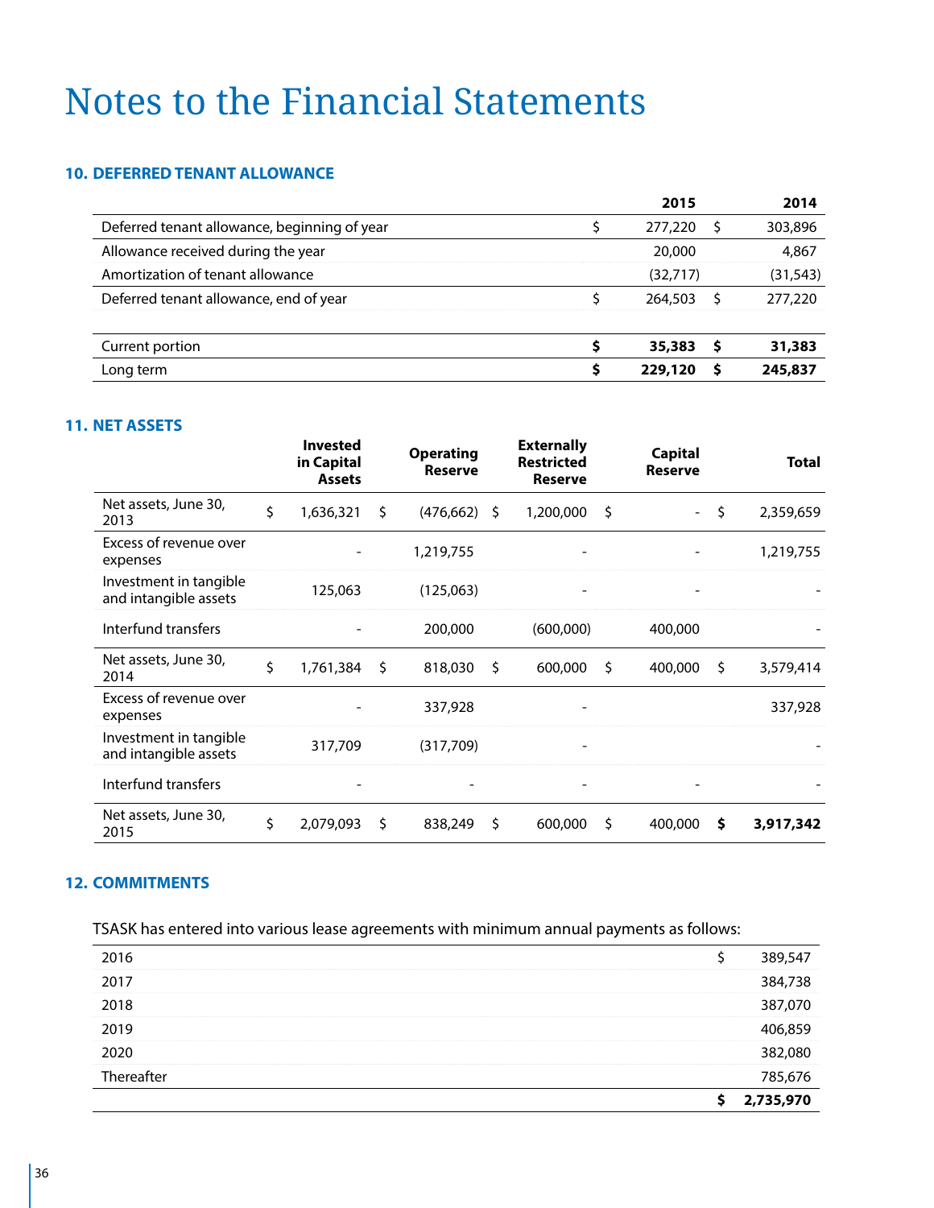# Notes to the Financial Statements

## 10. DEFERRED TENANT ALLOWANCE

| | 2015 | 2014 |
|---|---|---|
| Deferred tenant allowance, beginning of year | $ 277,220 | $ 303,896 |
| Allowance received during the year | 20,000 | 4,867 |
| Amortization of tenant allowance | (32,717) | (31,543) |
| Deferred tenant allowance, end of year | $ 264,503 | $ 277,220 |
| | | |
| Current portion | **$ 35,383** | **$ 31,383** |
| Long term | **$ 229,120** | **$ 245,837** |

## 11. NET ASSETS

| | Invested in Capital Assets | Operating Reserve | Externally Restricted Reserve | Capital Reserve | Total |
|---|---|---|---|---|---|
| Net assets, June 30, 2013 | $ 1,636,321 | $ (476,662) | $ 1,200,000 | $ - | $ 2,359,659 |
| Excess of revenue over expenses | - | 1,219,755 | - | - | 1,219,755 |
| Investment in tangible and intangible assets | 125,063 | (125,063) | - | - | - |
| Interfund transfers | - | 200,000 | (600,000) | 400,000 | - |
| Net assets, June 30, 2014 | $ 1,761,384 | $ 818,030 | $ 600,000 | $ 400,000 | $ 3,579,414 |
| Excess of revenue over expenses | - | 337,928 | - | | 337,928 |
| Investment in tangible and intangible assets | 317,709 | (317,709) | - | | - |
| Interfund transfers | - | - | - | - | - |
| Net assets, June 30, 2015 | $ 2,079,093 | $ 838,249 | $ 600,000 | $ 400,000 | **$ 3,917,342** |

## 12. COMMITMENTS

TSASK has entered into various lease agreements with minimum annual payments as follows:

| | |
|---|---|
| 2016 | $ 389,547 |
| 2017 | 384,738 |
| 2018 | 387,070 |
| 2019 | 406,859 |
| 2020 | 382,080 |
| Thereafter | 785,676 |
| | **$ 2,735,970** |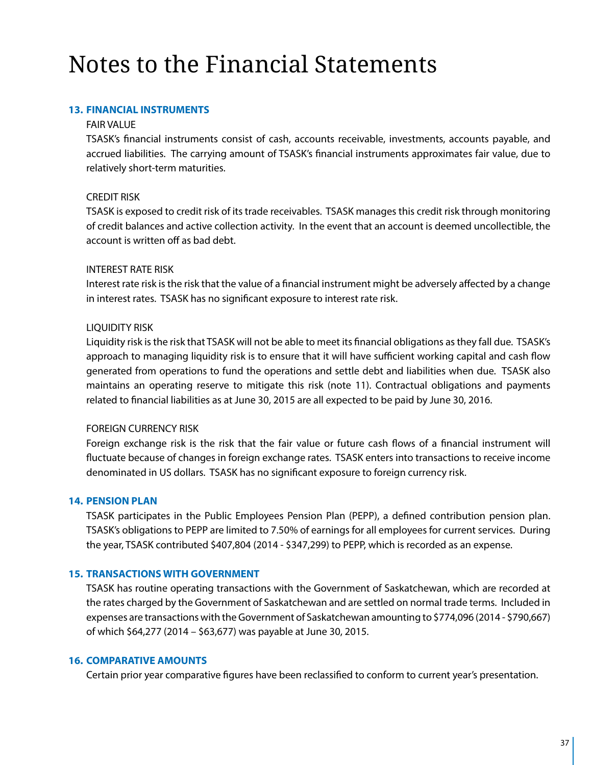# Notes to the Financial Statements

### 13. FINANCIAL INSTRUMENTS

FAIR VALUE

TSASK's financial instruments consist of cash, accounts receivable, investments, accounts payable, and accrued liabilities. The carrying amount of TSASK's financial instruments approximates fair value, due to relatively short-term maturities.

CREDIT RISK

TSASK is exposed to credit risk of its trade receivables. TSASK manages this credit risk through monitoring of credit balances and active collection activity. In the event that an account is deemed uncollectible, the account is written off as bad debt.

INTEREST RATE RISK

Interest rate risk is the risk that the value of a financial instrument might be adversely affected by a change in interest rates. TSASK has no significant exposure to interest rate risk.

LIQUIDITY RISK

Liquidity risk is the risk that TSASK will not be able to meet its financial obligations as they fall due. TSASK's approach to managing liquidity risk is to ensure that it will have sufficient working capital and cash flow generated from operations to fund the operations and settle debt and liabilities when due. TSASK also maintains an operating reserve to mitigate this risk (note 11). Contractual obligations and payments related to financial liabilities as at June 30, 2015 are all expected to be paid by June 30, 2016.

FOREIGN CURRENCY RISK

Foreign exchange risk is the risk that the fair value or future cash flows of a financial instrument will fluctuate because of changes in foreign exchange rates. TSASK enters into transactions to receive income denominated in US dollars. TSASK has no significant exposure to foreign currency risk.

### 14. PENSION PLAN

TSASK participates in the Public Employees Pension Plan (PEPP), a defined contribution pension plan. TSASK's obligations to PEPP are limited to 7.50% of earnings for all employees for current services. During the year, TSASK contributed $407,804 (2014 - $347,299) to PEPP, which is recorded as an expense.

### 15. TRANSACTIONS WITH GOVERNMENT

TSASK has routine operating transactions with the Government of Saskatchewan, which are recorded at the rates charged by the Government of Saskatchewan and are settled on normal trade terms. Included in expenses are transactions with the Government of Saskatchewan amounting to $774,096 (2014 - $790,667) of which $64,277 (2014 – $63,677) was payable at June 30, 2015.

### 16. COMPARATIVE AMOUNTS

Certain prior year comparative figures have been reclassified to conform to current year's presentation.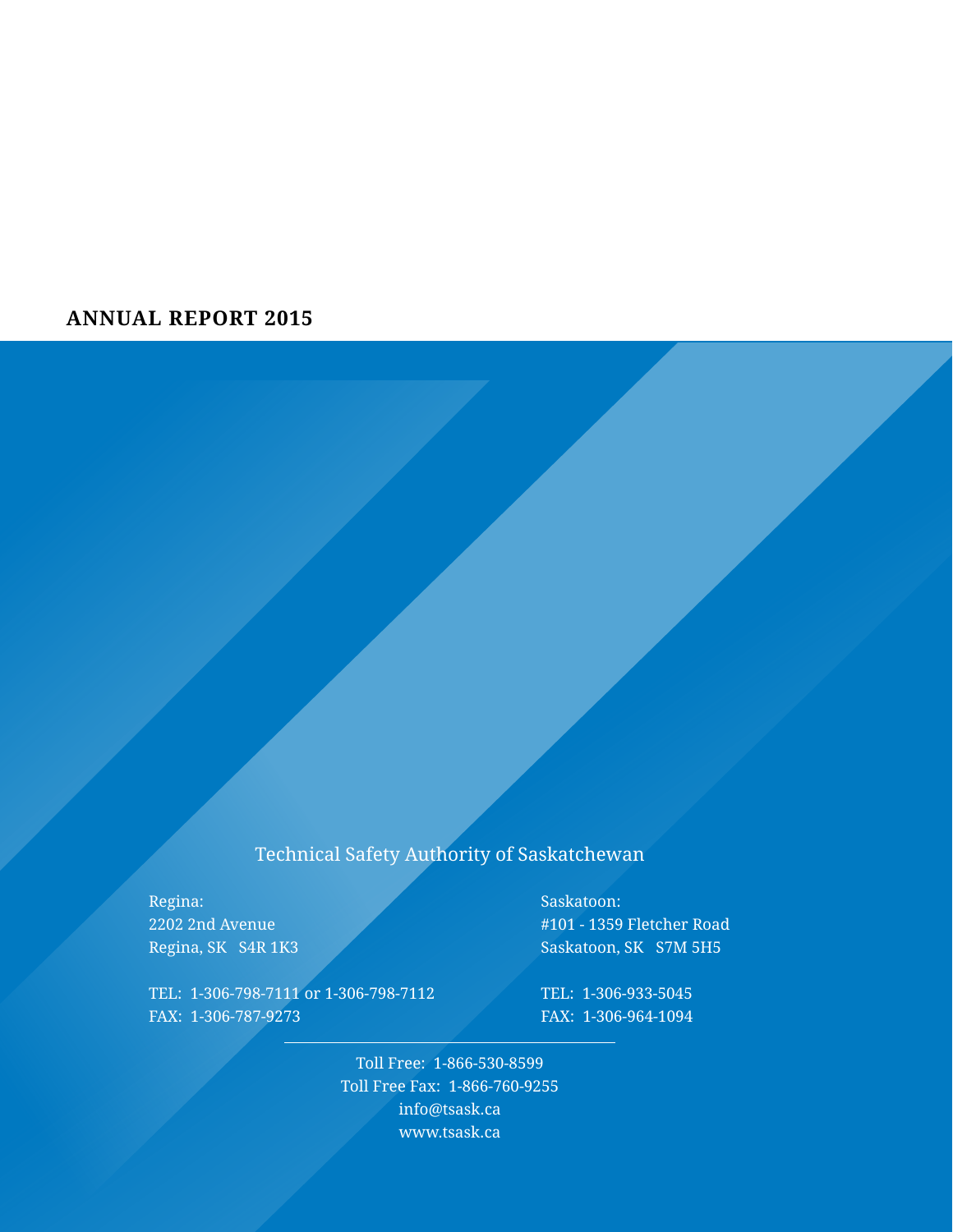**ANNUAL REPORT 2015**

Technical Safety Authority of Saskatchewan

Regina:
2202 2nd Avenue
Regina, SK S4R 1K3

TEL: 1-306-798-7111 or 1-306-798-7112
FAX: 1-306-787-9273

Saskatoon:
#101 - 1359 Fletcher Road
Saskatoon, SK S7M 5H5

TEL: 1-306-933-5045
FAX: 1-306-964-1094

Toll Free: 1-866-530-8599
Toll Free Fax: 1-866-760-9255
info@tsask.ca
www.tsask.ca